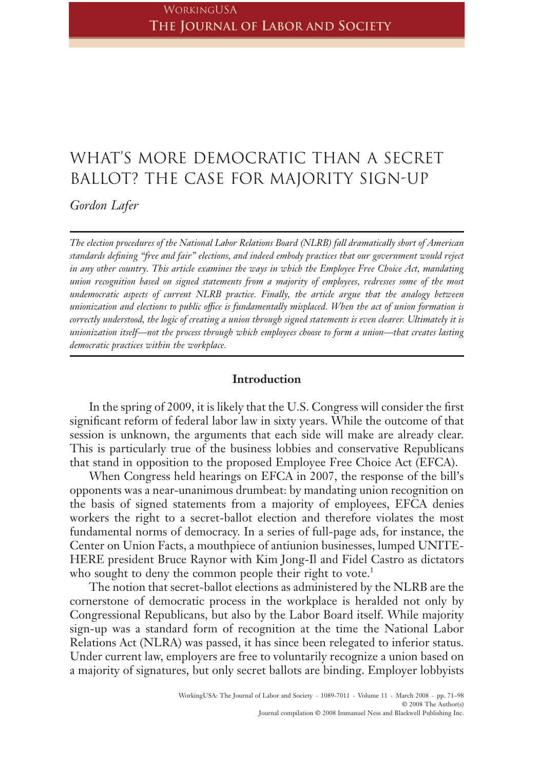# WHAT'S MORE DEMOCRATIC THAN A SECRET BALLOT? THE CASE FOR MAJORITY SIGN-UP

*Gordon Lafer*

*The election procedures of the National Labor Relations Board (NLRB) fall dramatically short of American standards defining "free and fair" elections, and indeed embody practices that our government would reject in any other country. This article examines the ways in which the Employee Free Choice Act, mandating union recognition based on signed statements from a majority of employees, redresses some of the most undemocratic aspects of current NLRB practice. Finally, the article argue that the analogy between unionization and elections to public office is fundamentally misplaced. When the act of union formation is correctly understood, the logic of creating a union through signed statements is even clearer. Ultimately it is unionization itself—not the process through which employees choose to form a union—that creates lasting democratic practices within the workplace.*

## Introduction

In the spring of 2009, it is likely that the U.S. Congress will consider the first significant reform of federal labor law in sixty years. While the outcome of that session is unknown, the arguments that each side will make are already clear. This is particularly true of the business lobbies and conservative Republicans that stand in opposition to the proposed Employee Free Choice Act (EFCA).

When Congress held hearings on EFCA in 2007, the response of the bill's opponents was a near-unanimous drumbeat: by mandating union recognition on the basis of signed statements from a majority of employees, EFCA denies workers the right to a secret-ballot election and therefore violates the most fundamental norms of democracy. In a series of full-page ads, for instance, the Center on Union Facts, a mouthpiece of antiunion businesses, lumped UNITE-HERE president Bruce Raynor with Kim Jong-Il and Fidel Castro as dictators who sought to deny the common people their right to vote.[1]

The notion that secret-ballot elections as administered by the NLRB are the cornerstone of democratic process in the workplace is heralded not only by Congressional Republicans, but also by the Labor Board itself. While majority sign-up was a standard form of recognition at the time the National Labor Relations Act (NLRA) was passed, it has since been relegated to inferior status. Under current law, employers are free to voluntarily recognize a union based on a majority of signatures, but only secret ballots are binding. Employer lobbyists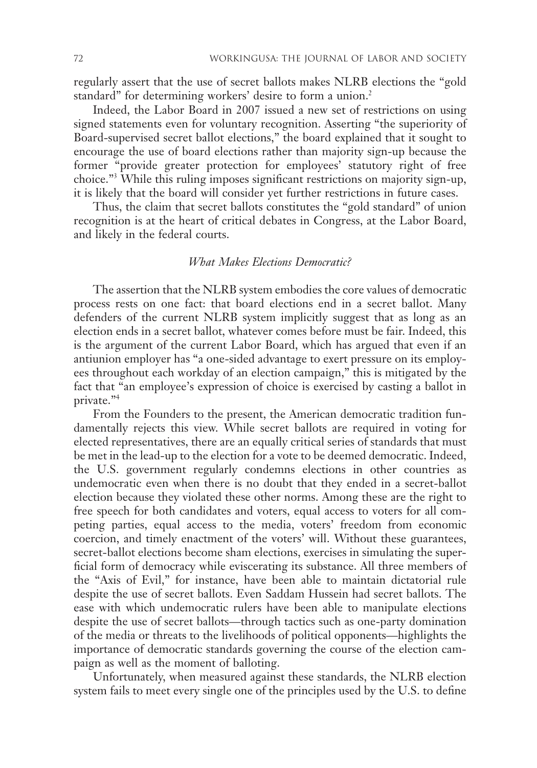regularly assert that the use of secret ballots makes NLRB elections the "gold standard" for determining workers' desire to form a union.[2]

Indeed, the Labor Board in 2007 issued a new set of restrictions on using signed statements even for voluntary recognition. Asserting "the superiority of Board-supervised secret ballot elections," the board explained that it sought to encourage the use of board elections rather than majority sign-up because the former "provide greater protection for employees' statutory right of free choice."[3] While this ruling imposes significant restrictions on majority sign-up, it is likely that the board will consider yet further restrictions in future cases.

Thus, the claim that secret ballots constitutes the "gold standard" of union recognition is at the heart of critical debates in Congress, at the Labor Board, and likely in the federal courts.

### *What Makes Elections Democratic?*

The assertion that the NLRB system embodies the core values of democratic process rests on one fact: that board elections end in a secret ballot. Many defenders of the current NLRB system implicitly suggest that as long as an election ends in a secret ballot, whatever comes before must be fair. Indeed, this is the argument of the current Labor Board, which has argued that even if an antiunion employer has "a one-sided advantage to exert pressure on its employees throughout each workday of an election campaign," this is mitigated by the fact that "an employee's expression of choice is exercised by casting a ballot in private."[4]

From the Founders to the present, the American democratic tradition fundamentally rejects this view. While secret ballots are required in voting for elected representatives, there are an equally critical series of standards that must be met in the lead-up to the election for a vote to be deemed democratic. Indeed, the U.S. government regularly condemns elections in other countries as undemocratic even when there is no doubt that they ended in a secret-ballot election because they violated these other norms. Among these are the right to free speech for both candidates and voters, equal access to voters for all competing parties, equal access to the media, voters' freedom from economic coercion, and timely enactment of the voters' will. Without these guarantees, secret-ballot elections become sham elections, exercises in simulating the superficial form of democracy while eviscerating its substance. All three members of the "Axis of Evil," for instance, have been able to maintain dictatorial rule despite the use of secret ballots. Even Saddam Hussein had secret ballots. The ease with which undemocratic rulers have been able to manipulate elections despite the use of secret ballots—through tactics such as one-party domination of the media or threats to the livelihoods of political opponents—highlights the importance of democratic standards governing the course of the election campaign as well as the moment of balloting.

Unfortunately, when measured against these standards, the NLRB election system fails to meet every single one of the principles used by the U.S. to define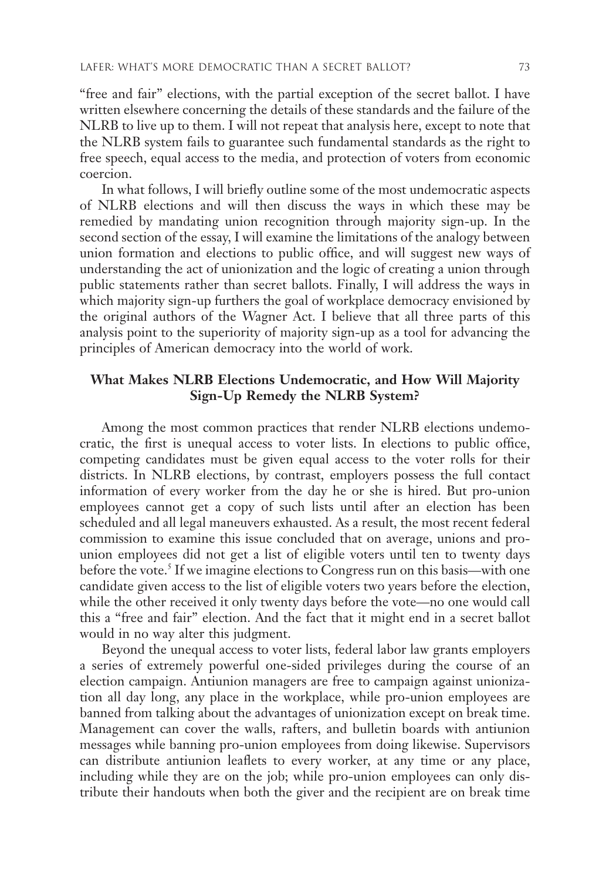"free and fair" elections, with the partial exception of the secret ballot. I have written elsewhere concerning the details of these standards and the failure of the NLRB to live up to them. I will not repeat that analysis here, except to note that the NLRB system fails to guarantee such fundamental standards as the right to free speech, equal access to the media, and protection of voters from economic coercion.

In what follows, I will briefly outline some of the most undemocratic aspects of NLRB elections and will then discuss the ways in which these may be remedied by mandating union recognition through majority sign-up. In the second section of the essay, I will examine the limitations of the analogy between union formation and elections to public office, and will suggest new ways of understanding the act of unionization and the logic of creating a union through public statements rather than secret ballots. Finally, I will address the ways in which majority sign-up furthers the goal of workplace democracy envisioned by the original authors of the Wagner Act. I believe that all three parts of this analysis point to the superiority of majority sign-up as a tool for advancing the principles of American democracy into the world of work.

## What Makes NLRB Elections Undemocratic, and How Will Majority Sign-Up Remedy the NLRB System?

Among the most common practices that render NLRB elections undemocratic, the first is unequal access to voter lists. In elections to public office, competing candidates must be given equal access to the voter rolls for their districts. In NLRB elections, by contrast, employers possess the full contact information of every worker from the day he or she is hired. But pro-union employees cannot get a copy of such lists until after an election has been scheduled and all legal maneuvers exhausted. As a result, the most recent federal commission to examine this issue concluded that on average, unions and pro-union employees did not get a list of eligible voters until ten to twenty days before the vote.[5] If we imagine elections to Congress run on this basis—with one candidate given access to the list of eligible voters two years before the election, while the other received it only twenty days before the vote—no one would call this a "free and fair" election. And the fact that it might end in a secret ballot would in no way alter this judgment.

Beyond the unequal access to voter lists, federal labor law grants employers a series of extremely powerful one-sided privileges during the course of an election campaign. Antiunion managers are free to campaign against unionization all day long, any place in the workplace, while pro-union employees are banned from talking about the advantages of unionization except on break time. Management can cover the walls, rafters, and bulletin boards with antiunion messages while banning pro-union employees from doing likewise. Supervisors can distribute antiunion leaflets to every worker, at any time or any place, including while they are on the job; while pro-union employees can only distribute their handouts when both the giver and the recipient are on break time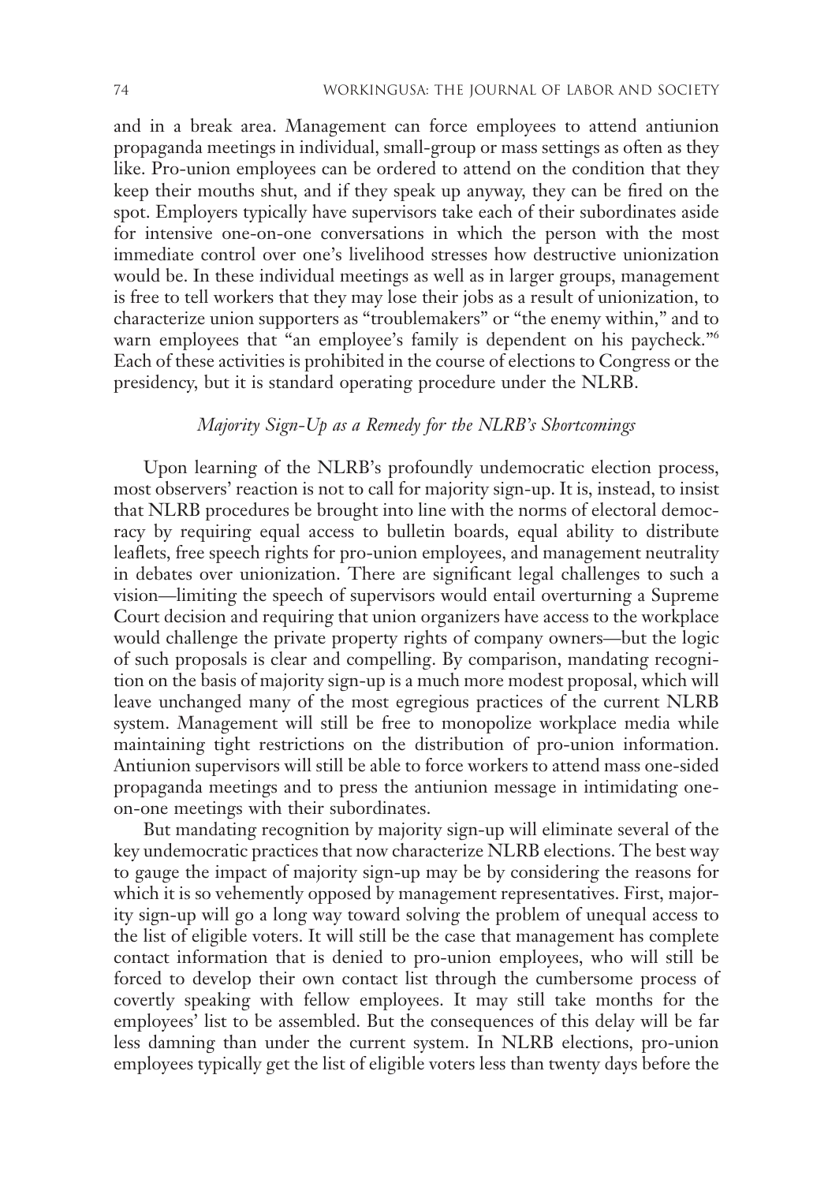and in a break area. Management can force employees to attend antiunion propaganda meetings in individual, small-group or mass settings as often as they like. Pro-union employees can be ordered to attend on the condition that they keep their mouths shut, and if they speak up anyway, they can be fired on the spot. Employers typically have supervisors take each of their subordinates aside for intensive one-on-one conversations in which the person with the most immediate control over one's livelihood stresses how destructive unionization would be. In these individual meetings as well as in larger groups, management is free to tell workers that they may lose their jobs as a result of unionization, to characterize union supporters as "troublemakers" or "the enemy within," and to warn employees that "an employee's family is dependent on his paycheck."[6] Each of these activities is prohibited in the course of elections to Congress or the presidency, but it is standard operating procedure under the NLRB.

### *Majority Sign-Up as a Remedy for the NLRB's Shortcomings*

Upon learning of the NLRB's profoundly undemocratic election process, most observers' reaction is not to call for majority sign-up. It is, instead, to insist that NLRB procedures be brought into line with the norms of electoral democracy by requiring equal access to bulletin boards, equal ability to distribute leaflets, free speech rights for pro-union employees, and management neutrality in debates over unionization. There are significant legal challenges to such a vision—limiting the speech of supervisors would entail overturning a Supreme Court decision and requiring that union organizers have access to the workplace would challenge the private property rights of company owners—but the logic of such proposals is clear and compelling. By comparison, mandating recognition on the basis of majority sign-up is a much more modest proposal, which will leave unchanged many of the most egregious practices of the current NLRB system. Management will still be free to monopolize workplace media while maintaining tight restrictions on the distribution of pro-union information. Antiunion supervisors will still be able to force workers to attend mass one-sided propaganda meetings and to press the antiunion message in intimidating one-on-one meetings with their subordinates.

But mandating recognition by majority sign-up will eliminate several of the key undemocratic practices that now characterize NLRB elections. The best way to gauge the impact of majority sign-up may be by considering the reasons for which it is so vehemently opposed by management representatives. First, majority sign-up will go a long way toward solving the problem of unequal access to the list of eligible voters. It will still be the case that management has complete contact information that is denied to pro-union employees, who will still be forced to develop their own contact list through the cumbersome process of covertly speaking with fellow employees. It may still take months for the employees' list to be assembled. But the consequences of this delay will be far less damning than under the current system. In NLRB elections, pro-union employees typically get the list of eligible voters less than twenty days before the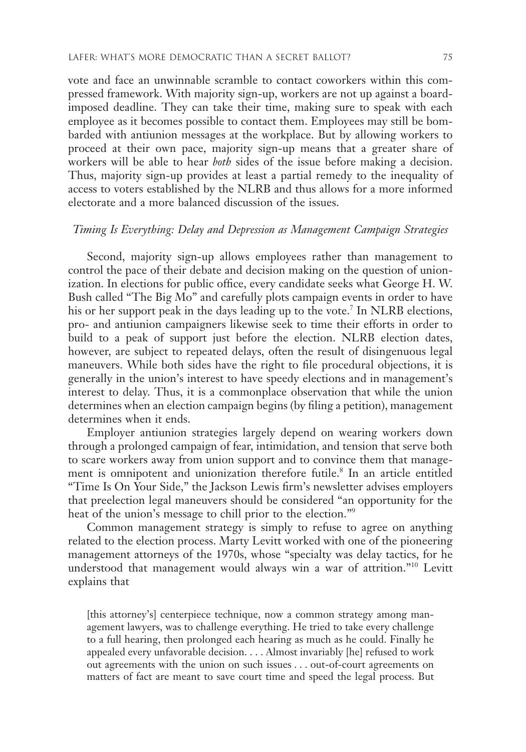vote and face an unwinnable scramble to contact coworkers within this compressed framework. With majority sign-up, workers are not up against a board-imposed deadline. They can take their time, making sure to speak with each employee as it becomes possible to contact them. Employees may still be bombarded with antiunion messages at the workplace. But by allowing workers to proceed at their own pace, majority sign-up means that a greater share of workers will be able to hear *both* sides of the issue before making a decision. Thus, majority sign-up provides at least a partial remedy to the inequality of access to voters established by the NLRB and thus allows for a more informed electorate and a more balanced discussion of the issues.

### *Timing Is Everything: Delay and Depression as Management Campaign Strategies*

Second, majority sign-up allows employees rather than management to control the pace of their debate and decision making on the question of unionization. In elections for public office, every candidate seeks what George H. W. Bush called "The Big Mo" and carefully plots campaign events in order to have his or her support peak in the days leading up to the vote.[7] In NLRB elections, pro- and antiunion campaigners likewise seek to time their efforts in order to build to a peak of support just before the election. NLRB election dates, however, are subject to repeated delays, often the result of disingenuous legal maneuvers. While both sides have the right to file procedural objections, it is generally in the union's interest to have speedy elections and in management's interest to delay. Thus, it is a commonplace observation that while the union determines when an election campaign begins (by filing a petition), management determines when it ends.

Employer antiunion strategies largely depend on wearing workers down through a prolonged campaign of fear, intimidation, and tension that serve both to scare workers away from union support and to convince them that management is omnipotent and unionization therefore futile.[8] In an article entitled "Time Is On Your Side," the Jackson Lewis firm's newsletter advises employers that preelection legal maneuvers should be considered "an opportunity for the heat of the union's message to chill prior to the election."[9]

Common management strategy is simply to refuse to agree on anything related to the election process. Marty Levitt worked with one of the pioneering management attorneys of the 1970s, whose "specialty was delay tactics, for he understood that management would always win a war of attrition."[10] Levitt explains that

> [this attorney's] centerpiece technique, now a common strategy among management lawyers, was to challenge everything. He tried to take every challenge to a full hearing, then prolonged each hearing as much as he could. Finally he appealed every unfavorable decision. . . . Almost invariably [he] refused to work out agreements with the union on such issues . . . out-of-court agreements on matters of fact are meant to save court time and speed the legal process. But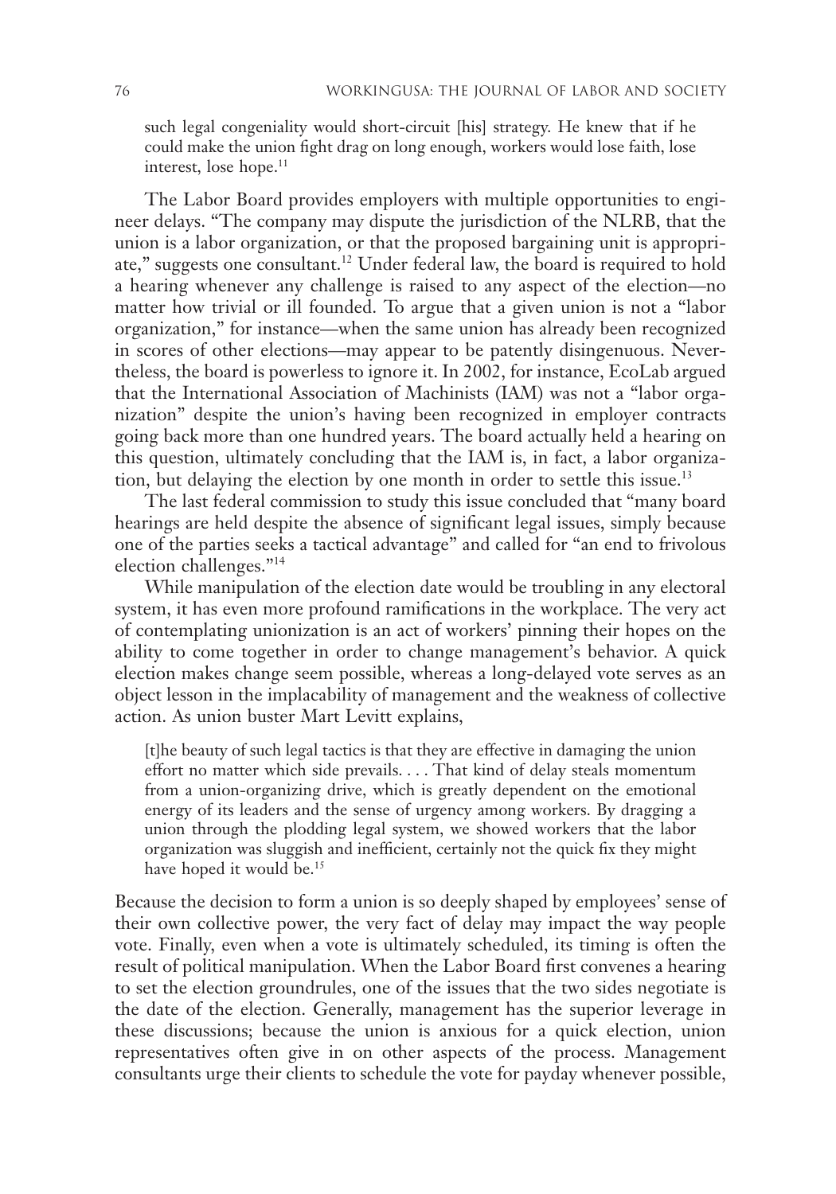> such legal congeniality would short-circuit [his] strategy. He knew that if he could make the union fight drag on long enough, workers would lose faith, lose interest, lose hope.[11]

The Labor Board provides employers with multiple opportunities to engineer delays. "The company may dispute the jurisdiction of the NLRB, that the union is a labor organization, or that the proposed bargaining unit is appropriate," suggests one consultant.[12] Under federal law, the board is required to hold a hearing whenever any challenge is raised to any aspect of the election—no matter how trivial or ill founded. To argue that a given union is not a "labor organization," for instance—when the same union has already been recognized in scores of other elections—may appear to be patently disingenuous. Nevertheless, the board is powerless to ignore it. In 2002, for instance, EcoLab argued that the International Association of Machinists (IAM) was not a "labor organization" despite the union's having been recognized in employer contracts going back more than one hundred years. The board actually held a hearing on this question, ultimately concluding that the IAM is, in fact, a labor organization, but delaying the election by one month in order to settle this issue.[13]

The last federal commission to study this issue concluded that "many board hearings are held despite the absence of significant legal issues, simply because one of the parties seeks a tactical advantage" and called for "an end to frivolous election challenges."[14]

While manipulation of the election date would be troubling in any electoral system, it has even more profound ramifications in the workplace. The very act of contemplating unionization is an act of workers' pinning their hopes on the ability to come together in order to change management's behavior. A quick election makes change seem possible, whereas a long-delayed vote serves as an object lesson in the implacability of management and the weakness of collective action. As union buster Mart Levitt explains,

> [t]he beauty of such legal tactics is that they are effective in damaging the union effort no matter which side prevails. . . . That kind of delay steals momentum from a union-organizing drive, which is greatly dependent on the emotional energy of its leaders and the sense of urgency among workers. By dragging a union through the plodding legal system, we showed workers that the labor organization was sluggish and inefficient, certainly not the quick fix they might have hoped it would be.[15]

Because the decision to form a union is so deeply shaped by employees' sense of their own collective power, the very fact of delay may impact the way people vote. Finally, even when a vote is ultimately scheduled, its timing is often the result of political manipulation. When the Labor Board first convenes a hearing to set the election groundrules, one of the issues that the two sides negotiate is the date of the election. Generally, management has the superior leverage in these discussions; because the union is anxious for a quick election, union representatives often give in on other aspects of the process. Management consultants urge their clients to schedule the vote for payday whenever possible,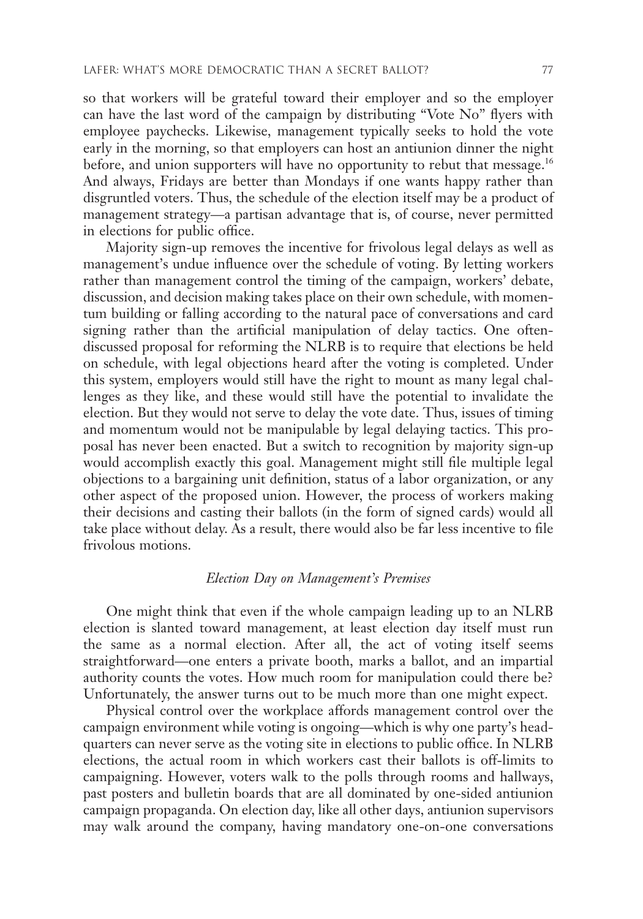so that workers will be grateful toward their employer and so the employer can have the last word of the campaign by distributing "Vote No" flyers with employee paychecks. Likewise, management typically seeks to hold the vote early in the morning, so that employers can host an antiunion dinner the night before, and union supporters will have no opportunity to rebut that message.[16] And always, Fridays are better than Mondays if one wants happy rather than disgruntled voters. Thus, the schedule of the election itself may be a product of management strategy—a partisan advantage that is, of course, never permitted in elections for public office.

Majority sign-up removes the incentive for frivolous legal delays as well as management's undue influence over the schedule of voting. By letting workers rather than management control the timing of the campaign, workers' debate, discussion, and decision making takes place on their own schedule, with momentum building or falling according to the natural pace of conversations and card signing rather than the artificial manipulation of delay tactics. One often-discussed proposal for reforming the NLRB is to require that elections be held on schedule, with legal objections heard after the voting is completed. Under this system, employers would still have the right to mount as many legal challenges as they like, and these would still have the potential to invalidate the election. But they would not serve to delay the vote date. Thus, issues of timing and momentum would not be manipulable by legal delaying tactics. This proposal has never been enacted. But a switch to recognition by majority sign-up would accomplish exactly this goal. Management might still file multiple legal objections to a bargaining unit definition, status of a labor organization, or any other aspect of the proposed union. However, the process of workers making their decisions and casting their ballots (in the form of signed cards) would all take place without delay. As a result, there would also be far less incentive to file frivolous motions.

### *Election Day on Management's Premises*

One might think that even if the whole campaign leading up to an NLRB election is slanted toward management, at least election day itself must run the same as a normal election. After all, the act of voting itself seems straightforward—one enters a private booth, marks a ballot, and an impartial authority counts the votes. How much room for manipulation could there be? Unfortunately, the answer turns out to be much more than one might expect.

Physical control over the workplace affords management control over the campaign environment while voting is ongoing—which is why one party's headquarters can never serve as the voting site in elections to public office. In NLRB elections, the actual room in which workers cast their ballots is off-limits to campaigning. However, voters walk to the polls through rooms and hallways, past posters and bulletin boards that are all dominated by one-sided antiunion campaign propaganda. On election day, like all other days, antiunion supervisors may walk around the company, having mandatory one-on-one conversations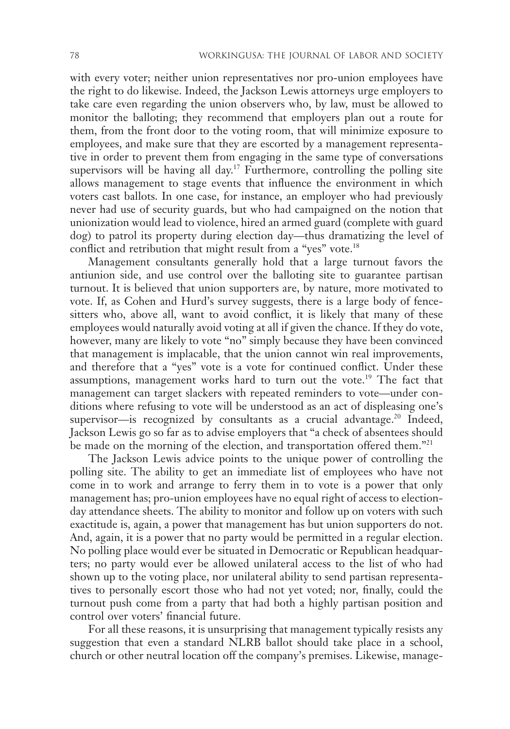with every voter; neither union representatives nor pro-union employees have the right to do likewise. Indeed, the Jackson Lewis attorneys urge employers to take care even regarding the union observers who, by law, must be allowed to monitor the balloting; they recommend that employers plan out a route for them, from the front door to the voting room, that will minimize exposure to employees, and make sure that they are escorted by a management representative in order to prevent them from engaging in the same type of conversations supervisors will be having all day.[17] Furthermore, controlling the polling site allows management to stage events that influence the environment in which voters cast ballots. In one case, for instance, an employer who had previously never had use of security guards, but who had campaigned on the notion that unionization would lead to violence, hired an armed guard (complete with guard dog) to patrol its property during election day—thus dramatizing the level of conflict and retribution that might result from a "yes" vote.[18]

Management consultants generally hold that a large turnout favors the antiunion side, and use control over the balloting site to guarantee partisan turnout. It is believed that union supporters are, by nature, more motivated to vote. If, as Cohen and Hurd's survey suggests, there is a large body of fence-sitters who, above all, want to avoid conflict, it is likely that many of these employees would naturally avoid voting at all if given the chance. If they do vote, however, many are likely to vote "no" simply because they have been convinced that management is implacable, that the union cannot win real improvements, and therefore that a "yes" vote is a vote for continued conflict. Under these assumptions, management works hard to turn out the vote.[19] The fact that management can target slackers with repeated reminders to vote—under conditions where refusing to vote will be understood as an act of displeasing one's supervisor—is recognized by consultants as a crucial advantage.[20] Indeed, Jackson Lewis go so far as to advise employers that "a check of absentees should be made on the morning of the election, and transportation offered them."[21]

The Jackson Lewis advice points to the unique power of controlling the polling site. The ability to get an immediate list of employees who have not come in to work and arrange to ferry them in to vote is a power that only management has; pro-union employees have no equal right of access to election-day attendance sheets. The ability to monitor and follow up on voters with such exactitude is, again, a power that management has but union supporters do not. And, again, it is a power that no party would be permitted in a regular election. No polling place would ever be situated in Democratic or Republican headquarters; no party would ever be allowed unilateral access to the list of who had shown up to the voting place, nor unilateral ability to send partisan representatives to personally escort those who had not yet voted; nor, finally, could the turnout push come from a party that had both a highly partisan position and control over voters' financial future.

For all these reasons, it is unsurprising that management typically resists any suggestion that even a standard NLRB ballot should take place in a school, church or other neutral location off the company's premises. Likewise, manage-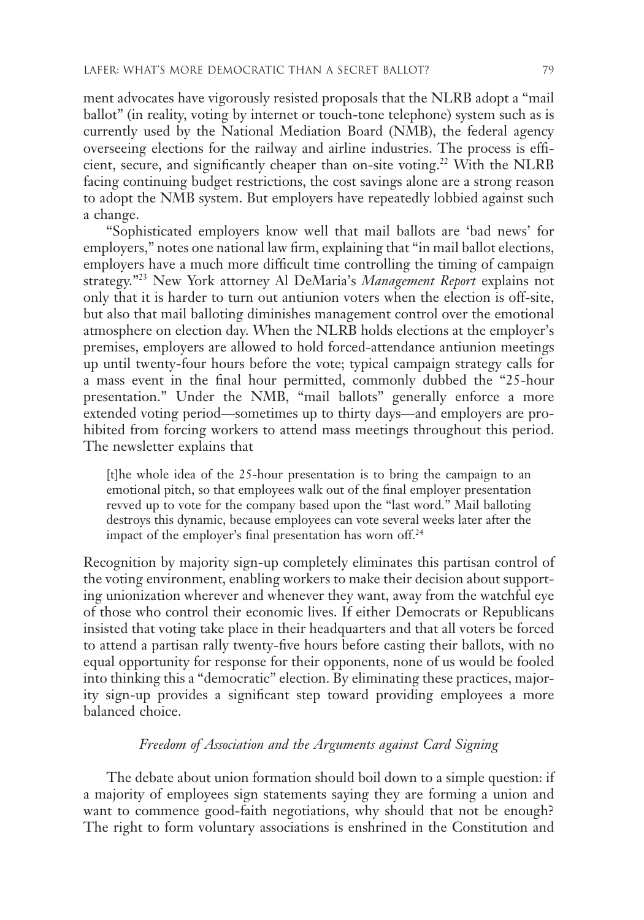ment advocates have vigorously resisted proposals that the NLRB adopt a "mail ballot" (in reality, voting by internet or touch-tone telephone) system such as is currently used by the National Mediation Board (NMB), the federal agency overseeing elections for the railway and airline industries. The process is efficient, secure, and significantly cheaper than on-site voting.[22] With the NLRB facing continuing budget restrictions, the cost savings alone are a strong reason to adopt the NMB system. But employers have repeatedly lobbied against such a change.

"Sophisticated employers know well that mail ballots are 'bad news' for employers," notes one national law firm, explaining that "in mail ballot elections, employers have a much more difficult time controlling the timing of campaign strategy."[23] New York attorney Al DeMaria's *Management Report* explains not only that it is harder to turn out antiunion voters when the election is off-site, but also that mail balloting diminishes management control over the emotional atmosphere on election day. When the NLRB holds elections at the employer's premises, employers are allowed to hold forced-attendance antiunion meetings up until twenty-four hours before the vote; typical campaign strategy calls for a mass event in the final hour permitted, commonly dubbed the "25-hour presentation." Under the NMB, "mail ballots" generally enforce a more extended voting period—sometimes up to thirty days—and employers are prohibited from forcing workers to attend mass meetings throughout this period. The newsletter explains that

> [t]he whole idea of the 25-hour presentation is to bring the campaign to an emotional pitch, so that employees walk out of the final employer presentation revved up to vote for the company based upon the "last word." Mail balloting destroys this dynamic, because employees can vote several weeks later after the impact of the employer's final presentation has worn off.[24]

Recognition by majority sign-up completely eliminates this partisan control of the voting environment, enabling workers to make their decision about supporting unionization wherever and whenever they want, away from the watchful eye of those who control their economic lives. If either Democrats or Republicans insisted that voting take place in their headquarters and that all voters be forced to attend a partisan rally twenty-five hours before casting their ballots, with no equal opportunity for response for their opponents, none of us would be fooled into thinking this a "democratic" election. By eliminating these practices, majority sign-up provides a significant step toward providing employees a more balanced choice.

### *Freedom of Association and the Arguments against Card Signing*

The debate about union formation should boil down to a simple question: if a majority of employees sign statements saying they are forming a union and want to commence good-faith negotiations, why should that not be enough? The right to form voluntary associations is enshrined in the Constitution and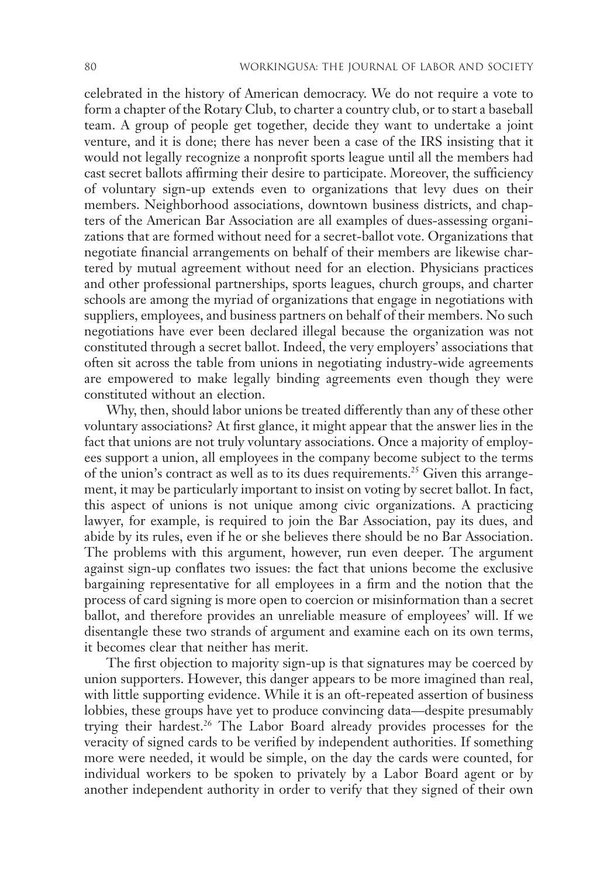celebrated in the history of American democracy. We do not require a vote to form a chapter of the Rotary Club, to charter a country club, or to start a baseball team. A group of people get together, decide they want to undertake a joint venture, and it is done; there has never been a case of the IRS insisting that it would not legally recognize a nonprofit sports league until all the members had cast secret ballots affirming their desire to participate. Moreover, the sufficiency of voluntary sign-up extends even to organizations that levy dues on their members. Neighborhood associations, downtown business districts, and chapters of the American Bar Association are all examples of dues-assessing organizations that are formed without need for a secret-ballot vote. Organizations that negotiate financial arrangements on behalf of their members are likewise chartered by mutual agreement without need for an election. Physicians practices and other professional partnerships, sports leagues, church groups, and charter schools are among the myriad of organizations that engage in negotiations with suppliers, employees, and business partners on behalf of their members. No such negotiations have ever been declared illegal because the organization was not constituted through a secret ballot. Indeed, the very employers' associations that often sit across the table from unions in negotiating industry-wide agreements are empowered to make legally binding agreements even though they were constituted without an election.

Why, then, should labor unions be treated differently than any of these other voluntary associations? At first glance, it might appear that the answer lies in the fact that unions are not truly voluntary associations. Once a majority of employees support a union, all employees in the company become subject to the terms of the union's contract as well as to its dues requirements.[25] Given this arrangement, it may be particularly important to insist on voting by secret ballot. In fact, this aspect of unions is not unique among civic organizations. A practicing lawyer, for example, is required to join the Bar Association, pay its dues, and abide by its rules, even if he or she believes there should be no Bar Association. The problems with this argument, however, run even deeper. The argument against sign-up conflates two issues: the fact that unions become the exclusive bargaining representative for all employees in a firm and the notion that the process of card signing is more open to coercion or misinformation than a secret ballot, and therefore provides an unreliable measure of employees' will. If we disentangle these two strands of argument and examine each on its own terms, it becomes clear that neither has merit.

The first objection to majority sign-up is that signatures may be coerced by union supporters. However, this danger appears to be more imagined than real, with little supporting evidence. While it is an oft-repeated assertion of business lobbies, these groups have yet to produce convincing data—despite presumably trying their hardest.[26] The Labor Board already provides processes for the veracity of signed cards to be verified by independent authorities. If something more were needed, it would be simple, on the day the cards were counted, for individual workers to be spoken to privately by a Labor Board agent or by another independent authority in order to verify that they signed of their own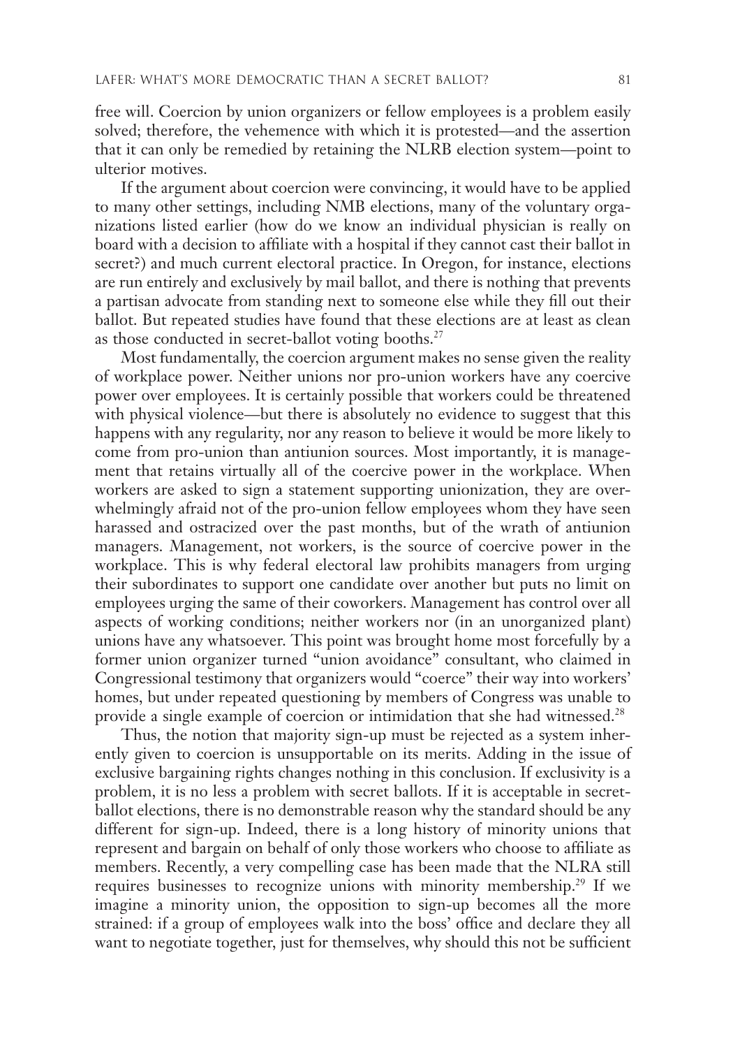free will. Coercion by union organizers or fellow employees is a problem easily solved; therefore, the vehemence with which it is protested—and the assertion that it can only be remedied by retaining the NLRB election system—point to ulterior motives.

If the argument about coercion were convincing, it would have to be applied to many other settings, including NMB elections, many of the voluntary organizations listed earlier (how do we know an individual physician is really on board with a decision to affiliate with a hospital if they cannot cast their ballot in secret?) and much current electoral practice. In Oregon, for instance, elections are run entirely and exclusively by mail ballot, and there is nothing that prevents a partisan advocate from standing next to someone else while they fill out their ballot. But repeated studies have found that these elections are at least as clean as those conducted in secret-ballot voting booths.[27]

Most fundamentally, the coercion argument makes no sense given the reality of workplace power. Neither unions nor pro-union workers have any coercive power over employees. It is certainly possible that workers could be threatened with physical violence—but there is absolutely no evidence to suggest that this happens with any regularity, nor any reason to believe it would be more likely to come from pro-union than antiunion sources. Most importantly, it is management that retains virtually all of the coercive power in the workplace. When workers are asked to sign a statement supporting unionization, they are overwhelmingly afraid not of the pro-union fellow employees whom they have seen harassed and ostracized over the past months, but of the wrath of antiunion managers. Management, not workers, is the source of coercive power in the workplace. This is why federal electoral law prohibits managers from urging their subordinates to support one candidate over another but puts no limit on employees urging the same of their coworkers. Management has control over all aspects of working conditions; neither workers nor (in an unorganized plant) unions have any whatsoever. This point was brought home most forcefully by a former union organizer turned "union avoidance" consultant, who claimed in Congressional testimony that organizers would "coerce" their way into workers' homes, but under repeated questioning by members of Congress was unable to provide a single example of coercion or intimidation that she had witnessed.[28]

Thus, the notion that majority sign-up must be rejected as a system inherently given to coercion is unsupportable on its merits. Adding in the issue of exclusive bargaining rights changes nothing in this conclusion. If exclusivity is a problem, it is no less a problem with secret ballots. If it is acceptable in secret-ballot elections, there is no demonstrable reason why the standard should be any different for sign-up. Indeed, there is a long history of minority unions that represent and bargain on behalf of only those workers who choose to affiliate as members. Recently, a very compelling case has been made that the NLRA still requires businesses to recognize unions with minority membership.[29] If we imagine a minority union, the opposition to sign-up becomes all the more strained: if a group of employees walk into the boss' office and declare they all want to negotiate together, just for themselves, why should this not be sufficient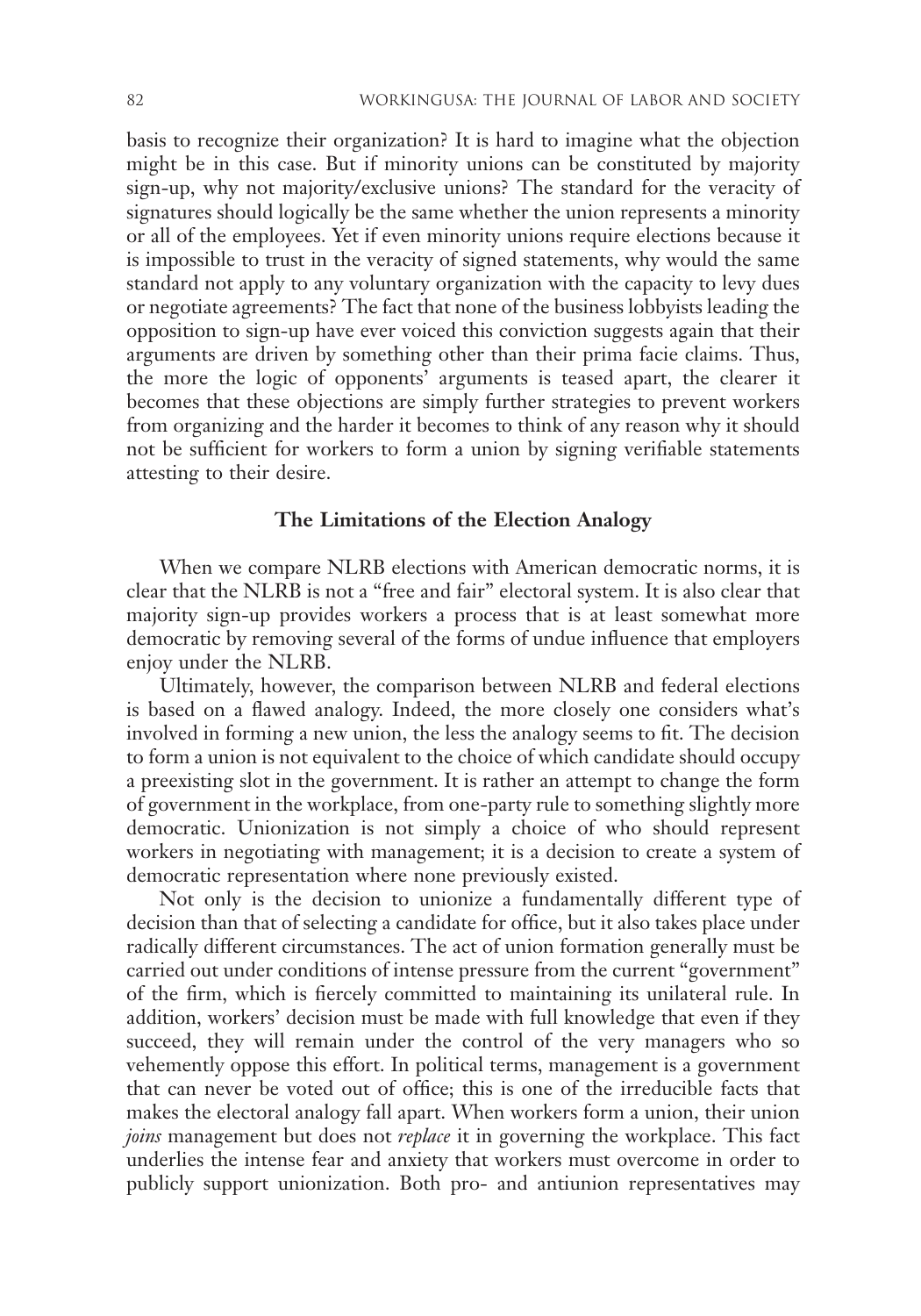basis to recognize their organization? It is hard to imagine what the objection might be in this case. But if minority unions can be constituted by majority sign-up, why not majority/exclusive unions? The standard for the veracity of signatures should logically be the same whether the union represents a minority or all of the employees. Yet if even minority unions require elections because it is impossible to trust in the veracity of signed statements, why would the same standard not apply to any voluntary organization with the capacity to levy dues or negotiate agreements? The fact that none of the business lobbyists leading the opposition to sign-up have ever voiced this conviction suggests again that their arguments are driven by something other than their prima facie claims. Thus, the more the logic of opponents' arguments is teased apart, the clearer it becomes that these objections are simply further strategies to prevent workers from organizing and the harder it becomes to think of any reason why it should not be sufficient for workers to form a union by signing verifiable statements attesting to their desire.

### The Limitations of the Election Analogy

When we compare NLRB elections with American democratic norms, it is clear that the NLRB is not a "free and fair" electoral system. It is also clear that majority sign-up provides workers a process that is at least somewhat more democratic by removing several of the forms of undue influence that employers enjoy under the NLRB.

Ultimately, however, the comparison between NLRB and federal elections is based on a flawed analogy. Indeed, the more closely one considers what's involved in forming a new union, the less the analogy seems to fit. The decision to form a union is not equivalent to the choice of which candidate should occupy a preexisting slot in the government. It is rather an attempt to change the form of government in the workplace, from one-party rule to something slightly more democratic. Unionization is not simply a choice of who should represent workers in negotiating with management; it is a decision to create a system of democratic representation where none previously existed.

Not only is the decision to unionize a fundamentally different type of decision than that of selecting a candidate for office, but it also takes place under radically different circumstances. The act of union formation generally must be carried out under conditions of intense pressure from the current "government" of the firm, which is fiercely committed to maintaining its unilateral rule. In addition, workers' decision must be made with full knowledge that even if they succeed, they will remain under the control of the very managers who so vehemently oppose this effort. In political terms, management is a government that can never be voted out of office; this is one of the irreducible facts that makes the electoral analogy fall apart. When workers form a union, their union *joins* management but does not *replace* it in governing the workplace. This fact underlies the intense fear and anxiety that workers must overcome in order to publicly support unionization. Both pro- and antiunion representatives may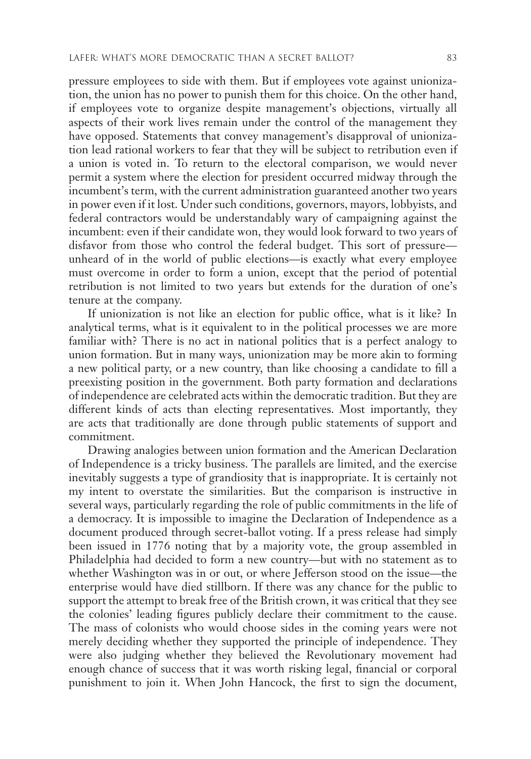pressure employees to side with them. But if employees vote against unionization, the union has no power to punish them for this choice. On the other hand, if employees vote to organize despite management's objections, virtually all aspects of their work lives remain under the control of the management they have opposed. Statements that convey management's disapproval of unionization lead rational workers to fear that they will be subject to retribution even if a union is voted in. To return to the electoral comparison, we would never permit a system where the election for president occurred midway through the incumbent's term, with the current administration guaranteed another two years in power even if it lost. Under such conditions, governors, mayors, lobbyists, and federal contractors would be understandably wary of campaigning against the incumbent: even if their candidate won, they would look forward to two years of disfavor from those who control the federal budget. This sort of pressure—unheard of in the world of public elections—is exactly what every employee must overcome in order to form a union, except that the period of potential retribution is not limited to two years but extends for the duration of one's tenure at the company.

If unionization is not like an election for public office, what is it like? In analytical terms, what is it equivalent to in the political processes we are more familiar with? There is no act in national politics that is a perfect analogy to union formation. But in many ways, unionization may be more akin to forming a new political party, or a new country, than like choosing a candidate to fill a preexisting position in the government. Both party formation and declarations of independence are celebrated acts within the democratic tradition. But they are different kinds of acts than electing representatives. Most importantly, they are acts that traditionally are done through public statements of support and commitment.

Drawing analogies between union formation and the American Declaration of Independence is a tricky business. The parallels are limited, and the exercise inevitably suggests a type of grandiosity that is inappropriate. It is certainly not my intent to overstate the similarities. But the comparison is instructive in several ways, particularly regarding the role of public commitments in the life of a democracy. It is impossible to imagine the Declaration of Independence as a document produced through secret-ballot voting. If a press release had simply been issued in 1776 noting that by a majority vote, the group assembled in Philadelphia had decided to form a new country—but with no statement as to whether Washington was in or out, or where Jefferson stood on the issue—the enterprise would have died stillborn. If there was any chance for the public to support the attempt to break free of the British crown, it was critical that they see the colonies' leading figures publicly declare their commitment to the cause. The mass of colonists who would choose sides in the coming years were not merely deciding whether they supported the principle of independence. They were also judging whether they believed the Revolutionary movement had enough chance of success that it was worth risking legal, financial or corporal punishment to join it. When John Hancock, the first to sign the document,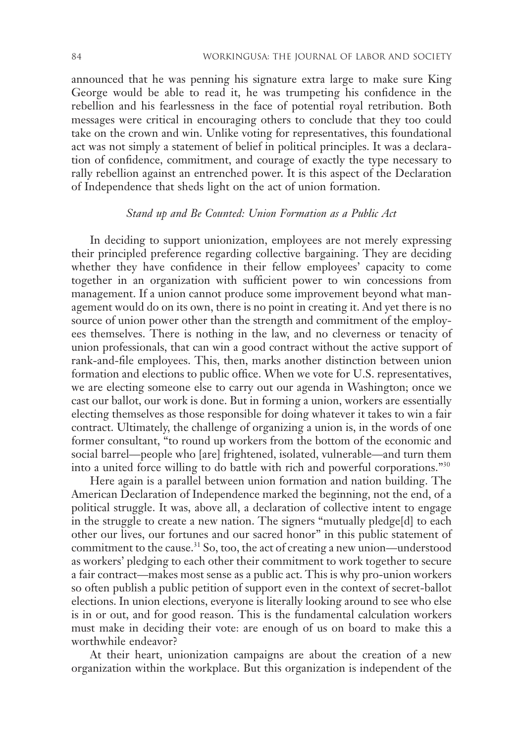announced that he was penning his signature extra large to make sure King George would be able to read it, he was trumpeting his confidence in the rebellion and his fearlessness in the face of potential royal retribution. Both messages were critical in encouraging others to conclude that they too could take on the crown and win. Unlike voting for representatives, this foundational act was not simply a statement of belief in political principles. It was a declaration of confidence, commitment, and courage of exactly the type necessary to rally rebellion against an entrenched power. It is this aspect of the Declaration of Independence that sheds light on the act of union formation.

### *Stand up and Be Counted: Union Formation as a Public Act*

In deciding to support unionization, employees are not merely expressing their principled preference regarding collective bargaining. They are deciding whether they have confidence in their fellow employees' capacity to come together in an organization with sufficient power to win concessions from management. If a union cannot produce some improvement beyond what management would do on its own, there is no point in creating it. And yet there is no source of union power other than the strength and commitment of the employees themselves. There is nothing in the law, and no cleverness or tenacity of union professionals, that can win a good contract without the active support of rank-and-file employees. This, then, marks another distinction between union formation and elections to public office. When we vote for U.S. representatives, we are electing someone else to carry out our agenda in Washington; once we cast our ballot, our work is done. But in forming a union, workers are essentially electing themselves as those responsible for doing whatever it takes to win a fair contract. Ultimately, the challenge of organizing a union is, in the words of one former consultant, "to round up workers from the bottom of the economic and social barrel—people who [are] frightened, isolated, vulnerable—and turn them into a united force willing to do battle with rich and powerful corporations."[30]

Here again is a parallel between union formation and nation building. The American Declaration of Independence marked the beginning, not the end, of a political struggle. It was, above all, a declaration of collective intent to engage in the struggle to create a new nation. The signers "mutually pledge[d] to each other our lives, our fortunes and our sacred honor" in this public statement of commitment to the cause.[31] So, too, the act of creating a new union—understood as workers' pledging to each other their commitment to work together to secure a fair contract—makes most sense as a public act. This is why pro-union workers so often publish a public petition of support even in the context of secret-ballot elections. In union elections, everyone is literally looking around to see who else is in or out, and for good reason. This is the fundamental calculation workers must make in deciding their vote: are enough of us on board to make this a worthwhile endeavor?

At their heart, unionization campaigns are about the creation of a new organization within the workplace. But this organization is independent of the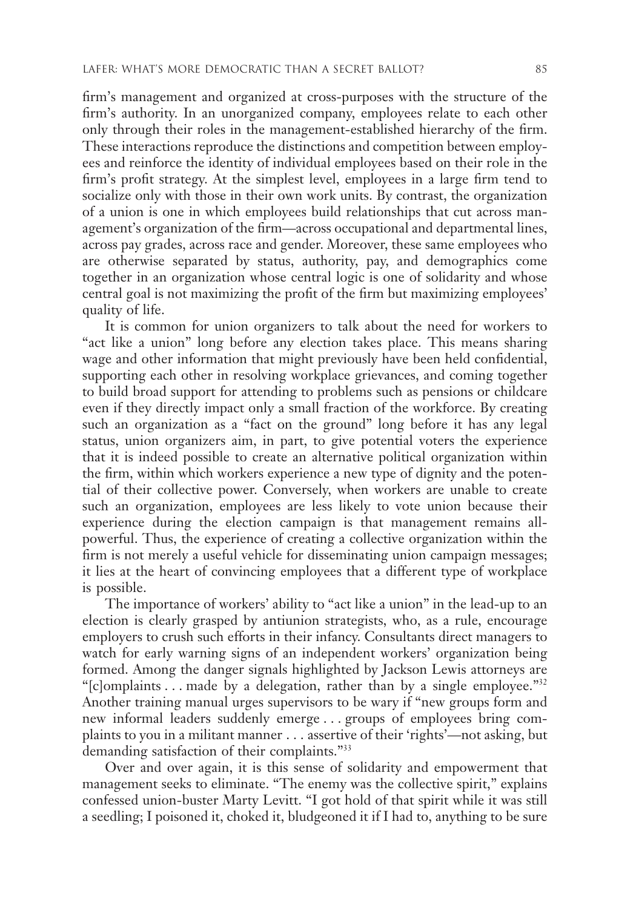firm's management and organized at cross-purposes with the structure of the firm's authority. In an unorganized company, employees relate to each other only through their roles in the management-established hierarchy of the firm. These interactions reproduce the distinctions and competition between employees and reinforce the identity of individual employees based on their role in the firm's profit strategy. At the simplest level, employees in a large firm tend to socialize only with those in their own work units. By contrast, the organization of a union is one in which employees build relationships that cut across management's organization of the firm—across occupational and departmental lines, across pay grades, across race and gender. Moreover, these same employees who are otherwise separated by status, authority, pay, and demographics come together in an organization whose central logic is one of solidarity and whose central goal is not maximizing the profit of the firm but maximizing employees' quality of life.

It is common for union organizers to talk about the need for workers to "act like a union" long before any election takes place. This means sharing wage and other information that might previously have been held confidential, supporting each other in resolving workplace grievances, and coming together to build broad support for attending to problems such as pensions or childcare even if they directly impact only a small fraction of the workforce. By creating such an organization as a "fact on the ground" long before it has any legal status, union organizers aim, in part, to give potential voters the experience that it is indeed possible to create an alternative political organization within the firm, within which workers experience a new type of dignity and the potential of their collective power. Conversely, when workers are unable to create such an organization, employees are less likely to vote union because their experience during the election campaign is that management remains all-powerful. Thus, the experience of creating a collective organization within the firm is not merely a useful vehicle for disseminating union campaign messages; it lies at the heart of convincing employees that a different type of workplace is possible.

The importance of workers' ability to "act like a union" in the lead-up to an election is clearly grasped by antiunion strategists, who, as a rule, encourage employers to crush such efforts in their infancy. Consultants direct managers to watch for early warning signs of an independent workers' organization being formed. Among the danger signals highlighted by Jackson Lewis attorneys are "[c]omplaints . . . made by a delegation, rather than by a single employee."[32] Another training manual urges supervisors to be wary if "new groups form and new informal leaders suddenly emerge . . . groups of employees bring complaints to you in a militant manner . . . assertive of their 'rights'—not asking, but demanding satisfaction of their complaints."[33]

Over and over again, it is this sense of solidarity and empowerment that management seeks to eliminate. "The enemy was the collective spirit," explains confessed union-buster Marty Levitt. "I got hold of that spirit while it was still a seedling; I poisoned it, choked it, bludgeoned it if I had to, anything to be sure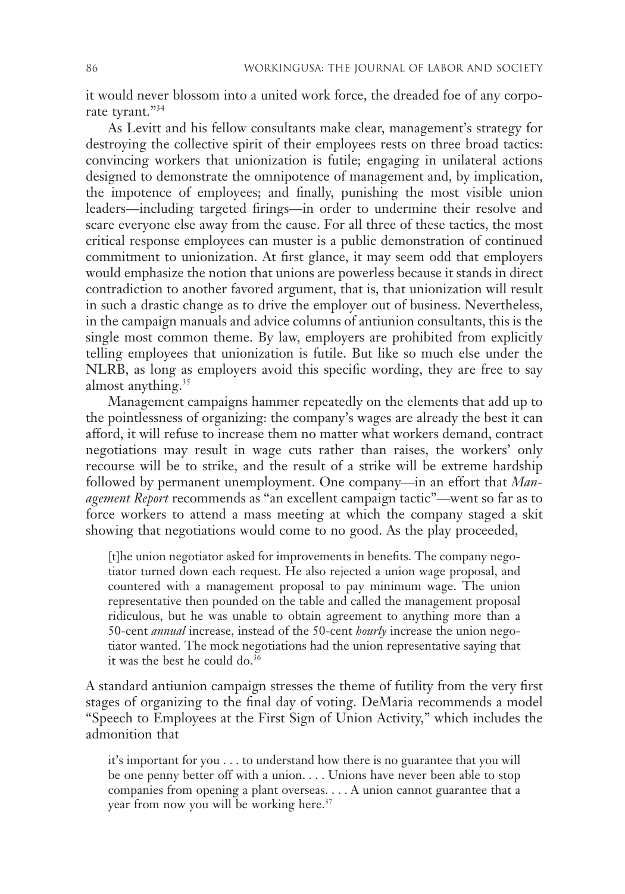it would never blossom into a united work force, the dreaded foe of any corporate tyrant."[34]

As Levitt and his fellow consultants make clear, management's strategy for destroying the collective spirit of their employees rests on three broad tactics: convincing workers that unionization is futile; engaging in unilateral actions designed to demonstrate the omnipotence of management and, by implication, the impotence of employees; and finally, punishing the most visible union leaders—including targeted firings—in order to undermine their resolve and scare everyone else away from the cause. For all three of these tactics, the most critical response employees can muster is a public demonstration of continued commitment to unionization. At first glance, it may seem odd that employers would emphasize the notion that unions are powerless because it stands in direct contradiction to another favored argument, that is, that unionization will result in such a drastic change as to drive the employer out of business. Nevertheless, in the campaign manuals and advice columns of antiunion consultants, this is the single most common theme. By law, employers are prohibited from explicitly telling employees that unionization is futile. But like so much else under the NLRB, as long as employers avoid this specific wording, they are free to say almost anything.[35]

Management campaigns hammer repeatedly on the elements that add up to the pointlessness of organizing: the company's wages are already the best it can afford, it will refuse to increase them no matter what workers demand, contract negotiations may result in wage cuts rather than raises, the workers' only recourse will be to strike, and the result of a strike will be extreme hardship followed by permanent unemployment. One company—in an effort that *Management Report* recommends as "an excellent campaign tactic"—went so far as to force workers to attend a mass meeting at which the company staged a skit showing that negotiations would come to no good. As the play proceeded,

> [t]he union negotiator asked for improvements in benefits. The company negotiator turned down each request. He also rejected a union wage proposal, and countered with a management proposal to pay minimum wage. The union representative then pounded on the table and called the management proposal ridiculous, but he was unable to obtain agreement to anything more than a 50-cent *annual* increase, instead of the 50-cent *hourly* increase the union negotiator wanted. The mock negotiations had the union representative saying that it was the best he could do.[36]

A standard antiunion campaign stresses the theme of futility from the very first stages of organizing to the final day of voting. DeMaria recommends a model "Speech to Employees at the First Sign of Union Activity," which includes the admonition that

> it's important for you . . . to understand how there is no guarantee that you will be one penny better off with a union. . . . Unions have never been able to stop companies from opening a plant overseas. . . . A union cannot guarantee that a year from now you will be working here.[37]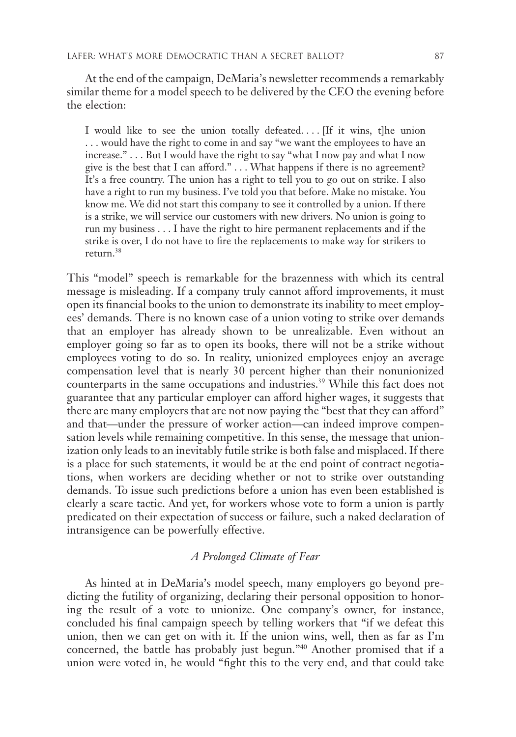At the end of the campaign, DeMaria's newsletter recommends a remarkably similar theme for a model speech to be delivered by the CEO the evening before the election:

> I would like to see the union totally defeated. . . . [If it wins, t]he union . . . would have the right to come in and say "we want the employees to have an increase." . . . But I would have the right to say "what I now pay and what I now give is the best that I can afford." . . . What happens if there is no agreement? It's a free country. The union has a right to tell you to go out on strike. I also have a right to run my business. I've told you that before. Make no mistake. You know me. We did not start this company to see it controlled by a union. If there is a strike, we will service our customers with new drivers. No union is going to run my business . . . I have the right to hire permanent replacements and if the strike is over, I do not have to fire the replacements to make way for strikers to return.[38]

This "model" speech is remarkable for the brazenness with which its central message is misleading. If a company truly cannot afford improvements, it must open its financial books to the union to demonstrate its inability to meet employees' demands. There is no known case of a union voting to strike over demands that an employer has already shown to be unrealizable. Even without an employer going so far as to open its books, there will not be a strike without employees voting to do so. In reality, unionized employees enjoy an average compensation level that is nearly 30 percent higher than their nonunionized counterparts in the same occupations and industries.[39] While this fact does not guarantee that any particular employer can afford higher wages, it suggests that there are many employers that are not now paying the "best that they can afford" and that—under the pressure of worker action—can indeed improve compensation levels while remaining competitive. In this sense, the message that unionization only leads to an inevitably futile strike is both false and misplaced. If there is a place for such statements, it would be at the end point of contract negotiations, when workers are deciding whether or not to strike over outstanding demands. To issue such predictions before a union has even been established is clearly a scare tactic. And yet, for workers whose vote to form a union is partly predicated on their expectation of success or failure, such a naked declaration of intransigence can be powerfully effective.

### *A Prolonged Climate of Fear*

As hinted at in DeMaria's model speech, many employers go beyond predicting the futility of organizing, declaring their personal opposition to honoring the result of a vote to unionize. One company's owner, for instance, concluded his final campaign speech by telling workers that "if we defeat this union, then we can get on with it. If the union wins, well, then as far as I'm concerned, the battle has probably just begun."[40] Another promised that if a union were voted in, he would "fight this to the very end, and that could take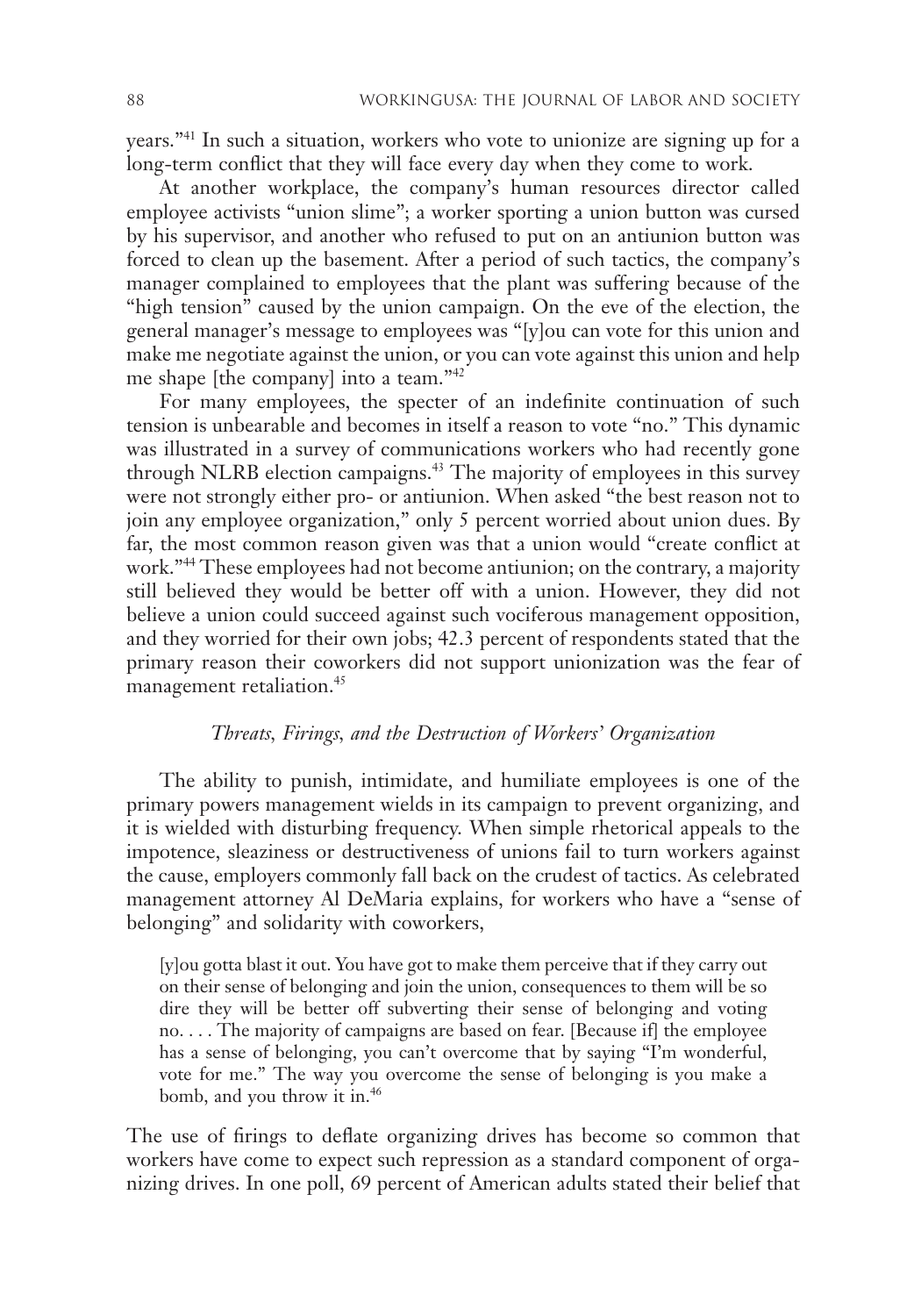years."[41] In such a situation, workers who vote to unionize are signing up for a long-term conflict that they will face every day when they come to work.

At another workplace, the company's human resources director called employee activists "union slime"; a worker sporting a union button was cursed by his supervisor, and another who refused to put on an antiunion button was forced to clean up the basement. After a period of such tactics, the company's manager complained to employees that the plant was suffering because of the "high tension" caused by the union campaign. On the eve of the election, the general manager's message to employees was "[y]ou can vote for this union and make me negotiate against the union, or you can vote against this union and help me shape [the company] into a team."[42]

For many employees, the specter of an indefinite continuation of such tension is unbearable and becomes in itself a reason to vote "no." This dynamic was illustrated in a survey of communications workers who had recently gone through NLRB election campaigns.[43] The majority of employees in this survey were not strongly either pro- or antiunion. When asked "the best reason not to join any employee organization," only 5 percent worried about union dues. By far, the most common reason given was that a union would "create conflict at work."[44] These employees had not become antiunion; on the contrary, a majority still believed they would be better off with a union. However, they did not believe a union could succeed against such vociferous management opposition, and they worried for their own jobs; 42.3 percent of respondents stated that the primary reason their coworkers did not support unionization was the fear of management retaliation.[45]

### *Threats, Firings, and the Destruction of Workers' Organization*

The ability to punish, intimidate, and humiliate employees is one of the primary powers management wields in its campaign to prevent organizing, and it is wielded with disturbing frequency. When simple rhetorical appeals to the impotence, sleaziness or destructiveness of unions fail to turn workers against the cause, employers commonly fall back on the crudest of tactics. As celebrated management attorney Al DeMaria explains, for workers who have a "sense of belonging" and solidarity with coworkers,

> [y]ou gotta blast it out. You have got to make them perceive that if they carry out on their sense of belonging and join the union, consequences to them will be so dire they will be better off subverting their sense of belonging and voting no. . . . The majority of campaigns are based on fear. [Because if] the employee has a sense of belonging, you can't overcome that by saying "I'm wonderful, vote for me." The way you overcome the sense of belonging is you make a bomb, and you throw it in.[46]

The use of firings to deflate organizing drives has become so common that workers have come to expect such repression as a standard component of organizing drives. In one poll, 69 percent of American adults stated their belief that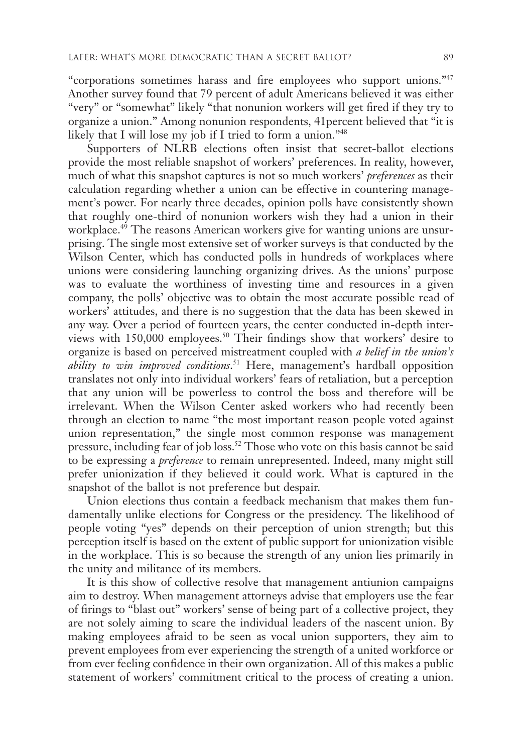"corporations sometimes harass and fire employees who support unions."[47] Another survey found that 79 percent of adult Americans believed it was either "very" or "somewhat" likely "that nonunion workers will get fired if they try to organize a union." Among nonunion respondents, 41percent believed that "it is likely that I will lose my job if I tried to form a union."[48]

Supporters of NLRB elections often insist that secret-ballot elections provide the most reliable snapshot of workers' preferences. In reality, however, much of what this snapshot captures is not so much workers' *preferences* as their calculation regarding whether a union can be effective in countering management's power. For nearly three decades, opinion polls have consistently shown that roughly one-third of nonunion workers wish they had a union in their workplace.[49] The reasons American workers give for wanting unions are unsurprising. The single most extensive set of worker surveys is that conducted by the Wilson Center, which has conducted polls in hundreds of workplaces where unions were considering launching organizing drives. As the unions' purpose was to evaluate the worthiness of investing time and resources in a given company, the polls' objective was to obtain the most accurate possible read of workers' attitudes, and there is no suggestion that the data has been skewed in any way. Over a period of fourteen years, the center conducted in-depth interviews with 150,000 employees.[50] Their findings show that workers' desire to organize is based on perceived mistreatment coupled with *a belief in the union's ability to win improved conditions*.[51] Here, management's hardball opposition translates not only into individual workers' fears of retaliation, but a perception that any union will be powerless to control the boss and therefore will be irrelevant. When the Wilson Center asked workers who had recently been through an election to name "the most important reason people voted against union representation," the single most common response was management pressure, including fear of job loss.[52] Those who vote on this basis cannot be said to be expressing a *preference* to remain unrepresented. Indeed, many might still prefer unionization if they believed it could work. What is captured in the snapshot of the ballot is not preference but despair.

Union elections thus contain a feedback mechanism that makes them fundamentally unlike elections for Congress or the presidency. The likelihood of people voting "yes" depends on their perception of union strength; but this perception itself is based on the extent of public support for unionization visible in the workplace. This is so because the strength of any union lies primarily in the unity and militance of its members.

It is this show of collective resolve that management antiunion campaigns aim to destroy. When management attorneys advise that employers use the fear of firings to "blast out" workers' sense of being part of a collective project, they are not solely aiming to scare the individual leaders of the nascent union. By making employees afraid to be seen as vocal union supporters, they aim to prevent employees from ever experiencing the strength of a united workforce or from ever feeling confidence in their own organization. All of this makes a public statement of workers' commitment critical to the process of creating a union.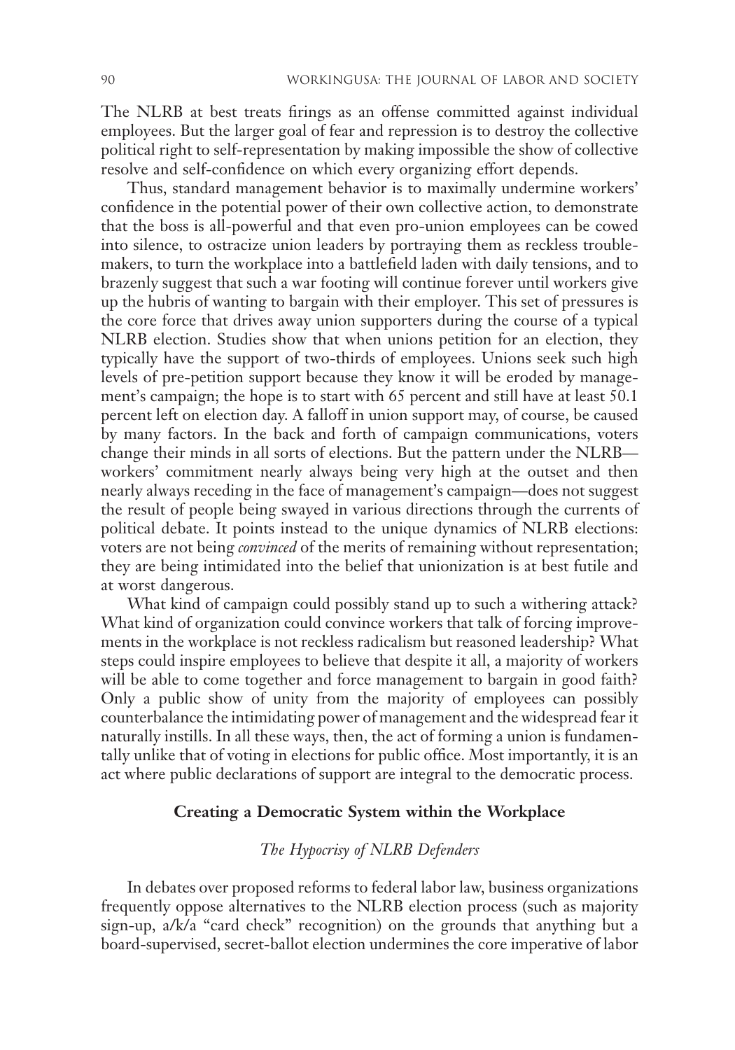The NLRB at best treats firings as an offense committed against individual employees. But the larger goal of fear and repression is to destroy the collective political right to self-representation by making impossible the show of collective resolve and self-confidence on which every organizing effort depends.

Thus, standard management behavior is to maximally undermine workers' confidence in the potential power of their own collective action, to demonstrate that the boss is all-powerful and that even pro-union employees can be cowed into silence, to ostracize union leaders by portraying them as reckless troublemakers, to turn the workplace into a battlefield laden with daily tensions, and to brazenly suggest that such a war footing will continue forever until workers give up the hubris of wanting to bargain with their employer. This set of pressures is the core force that drives away union supporters during the course of a typical NLRB election. Studies show that when unions petition for an election, they typically have the support of two-thirds of employees. Unions seek such high levels of pre-petition support because they know it will be eroded by management's campaign; the hope is to start with 65 percent and still have at least 50.1 percent left on election day. A falloff in union support may, of course, be caused by many factors. In the back and forth of campaign communications, voters change their minds in all sorts of elections. But the pattern under the NLRB—workers' commitment nearly always being very high at the outset and then nearly always receding in the face of management's campaign—does not suggest the result of people being swayed in various directions through the currents of political debate. It points instead to the unique dynamics of NLRB elections: voters are not being *convinced* of the merits of remaining without representation; they are being intimidated into the belief that unionization is at best futile and at worst dangerous.

What kind of campaign could possibly stand up to such a withering attack? What kind of organization could convince workers that talk of forcing improvements in the workplace is not reckless radicalism but reasoned leadership? What steps could inspire employees to believe that despite it all, a majority of workers will be able to come together and force management to bargain in good faith? Only a public show of unity from the majority of employees can possibly counterbalance the intimidating power of management and the widespread fear it naturally instills. In all these ways, then, the act of forming a union is fundamentally unlike that of voting in elections for public office. Most importantly, it is an act where public declarations of support are integral to the democratic process.

## Creating a Democratic System within the Workplace

### *The Hypocrisy of NLRB Defenders*

In debates over proposed reforms to federal labor law, business organizations frequently oppose alternatives to the NLRB election process (such as majority sign-up, a/k/a "card check" recognition) on the grounds that anything but a board-supervised, secret-ballot election undermines the core imperative of labor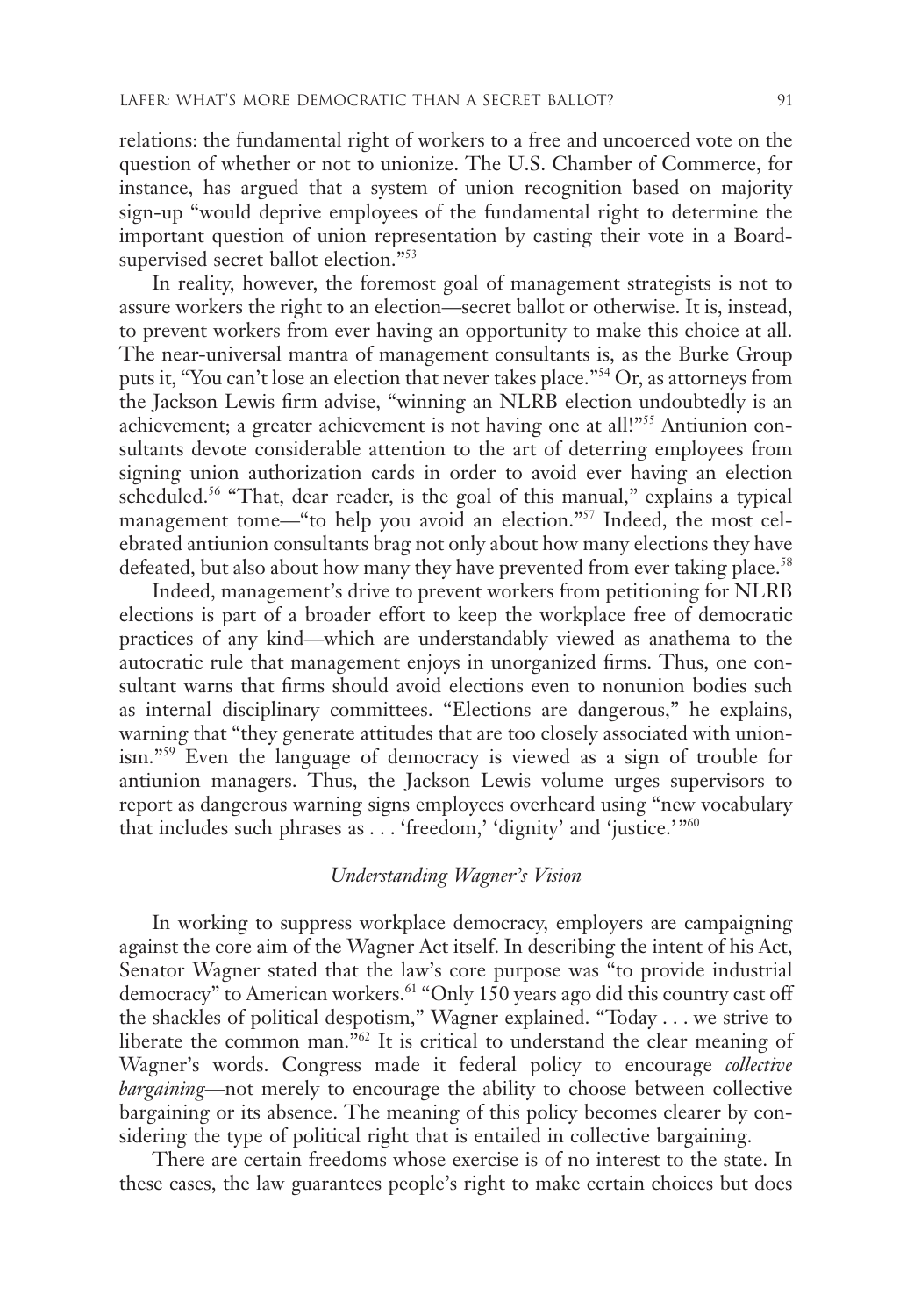relations: the fundamental right of workers to a free and uncoerced vote on the question of whether or not to unionize. The U.S. Chamber of Commerce, for instance, has argued that a system of union recognition based on majority sign-up "would deprive employees of the fundamental right to determine the important question of union representation by casting their vote in a Board-supervised secret ballot election."[53]

In reality, however, the foremost goal of management strategists is not to assure workers the right to an election—secret ballot or otherwise. It is, instead, to prevent workers from ever having an opportunity to make this choice at all. The near-universal mantra of management consultants is, as the Burke Group puts it, "You can't lose an election that never takes place."[54] Or, as attorneys from the Jackson Lewis firm advise, "winning an NLRB election undoubtedly is an achievement; a greater achievement is not having one at all!"[55] Antiunion consultants devote considerable attention to the art of deterring employees from signing union authorization cards in order to avoid ever having an election scheduled.[56] "That, dear reader, is the goal of this manual," explains a typical management tome—"to help you avoid an election."[57] Indeed, the most celebrated antiunion consultants brag not only about how many elections they have defeated, but also about how many they have prevented from ever taking place.[58]

Indeed, management's drive to prevent workers from petitioning for NLRB elections is part of a broader effort to keep the workplace free of democratic practices of any kind—which are understandably viewed as anathema to the autocratic rule that management enjoys in unorganized firms. Thus, one consultant warns that firms should avoid elections even to nonunion bodies such as internal disciplinary committees. "Elections are dangerous," he explains, warning that "they generate attitudes that are too closely associated with unionism."[59] Even the language of democracy is viewed as a sign of trouble for antiunion managers. Thus, the Jackson Lewis volume urges supervisors to report as dangerous warning signs employees overheard using "new vocabulary that includes such phrases as . . . 'freedom,' 'dignity' and 'justice.'"[60]

### *Understanding Wagner's Vision*

In working to suppress workplace democracy, employers are campaigning against the core aim of the Wagner Act itself. In describing the intent of his Act, Senator Wagner stated that the law's core purpose was "to provide industrial democracy" to American workers.[61] "Only 150 years ago did this country cast off the shackles of political despotism," Wagner explained. "Today . . . we strive to liberate the common man."[62] It is critical to understand the clear meaning of Wagner's words. Congress made it federal policy to encourage *collective bargaining*—not merely to encourage the ability to choose between collective bargaining or its absence. The meaning of this policy becomes clearer by considering the type of political right that is entailed in collective bargaining.

There are certain freedoms whose exercise is of no interest to the state. In these cases, the law guarantees people's right to make certain choices but does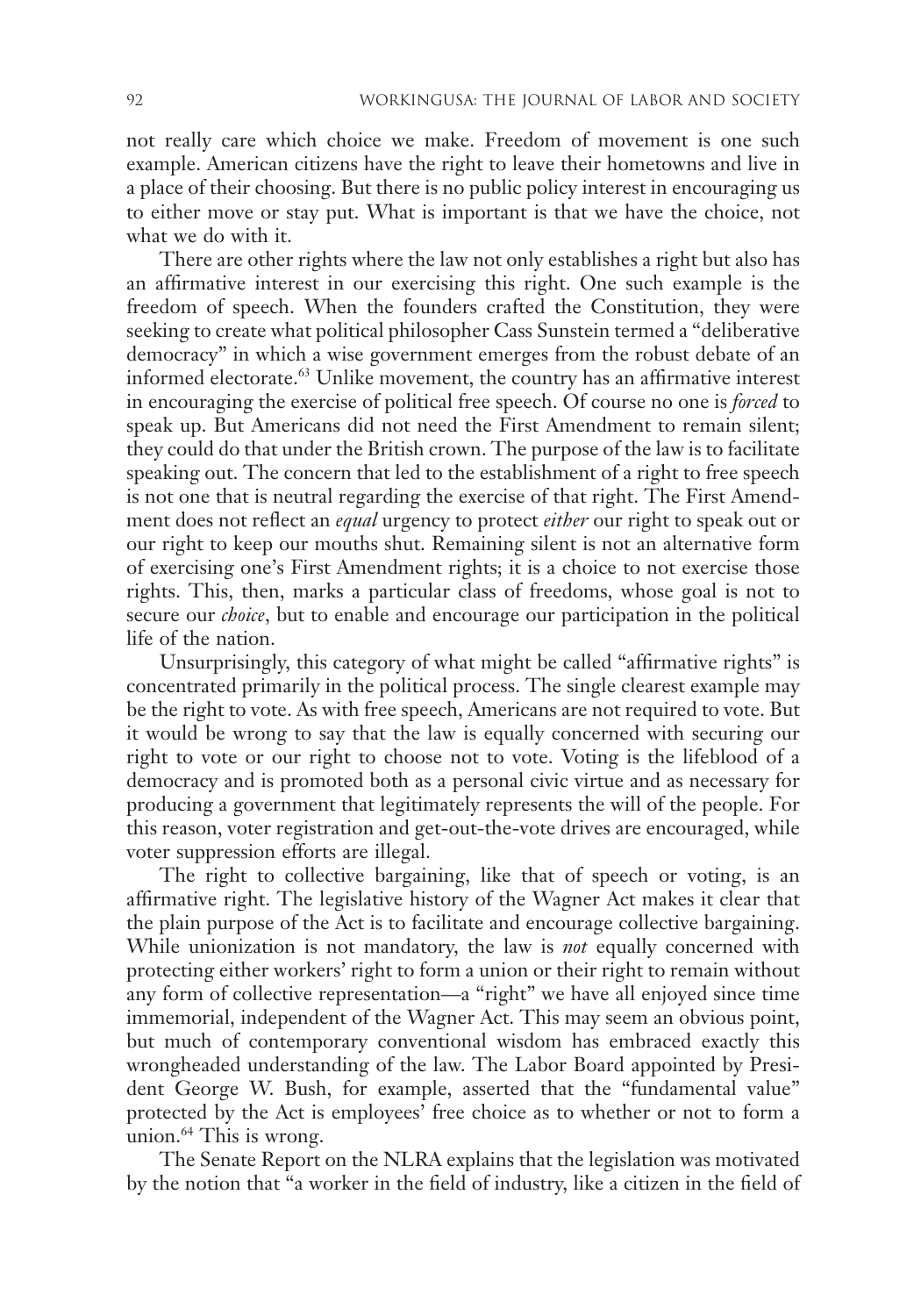not really care which choice we make. Freedom of movement is one such example. American citizens have the right to leave their hometowns and live in a place of their choosing. But there is no public policy interest in encouraging us to either move or stay put. What is important is that we have the choice, not what we do with it.

There are other rights where the law not only establishes a right but also has an affirmative interest in our exercising this right. One such example is the freedom of speech. When the founders crafted the Constitution, they were seeking to create what political philosopher Cass Sunstein termed a "deliberative democracy" in which a wise government emerges from the robust debate of an informed electorate.[63] Unlike movement, the country has an affirmative interest in encouraging the exercise of political free speech. Of course no one is *forced* to speak up. But Americans did not need the First Amendment to remain silent; they could do that under the British crown. The purpose of the law is to facilitate speaking out. The concern that led to the establishment of a right to free speech is not one that is neutral regarding the exercise of that right. The First Amendment does not reflect an *equal* urgency to protect *either* our right to speak out or our right to keep our mouths shut. Remaining silent is not an alternative form of exercising one's First Amendment rights; it is a choice to not exercise those rights. This, then, marks a particular class of freedoms, whose goal is not to secure our *choice*, but to enable and encourage our participation in the political life of the nation.

Unsurprisingly, this category of what might be called "affirmative rights" is concentrated primarily in the political process. The single clearest example may be the right to vote. As with free speech, Americans are not required to vote. But it would be wrong to say that the law is equally concerned with securing our right to vote or our right to choose not to vote. Voting is the lifeblood of a democracy and is promoted both as a personal civic virtue and as necessary for producing a government that legitimately represents the will of the people. For this reason, voter registration and get-out-the-vote drives are encouraged, while voter suppression efforts are illegal.

The right to collective bargaining, like that of speech or voting, is an affirmative right. The legislative history of the Wagner Act makes it clear that the plain purpose of the Act is to facilitate and encourage collective bargaining. While unionization is not mandatory, the law is *not* equally concerned with protecting either workers' right to form a union or their right to remain without any form of collective representation—a "right" we have all enjoyed since time immemorial, independent of the Wagner Act. This may seem an obvious point, but much of contemporary conventional wisdom has embraced exactly this wrongheaded understanding of the law. The Labor Board appointed by President George W. Bush, for example, asserted that the "fundamental value" protected by the Act is employees' free choice as to whether or not to form a union.[64] This is wrong.

The Senate Report on the NLRA explains that the legislation was motivated by the notion that "a worker in the field of industry, like a citizen in the field of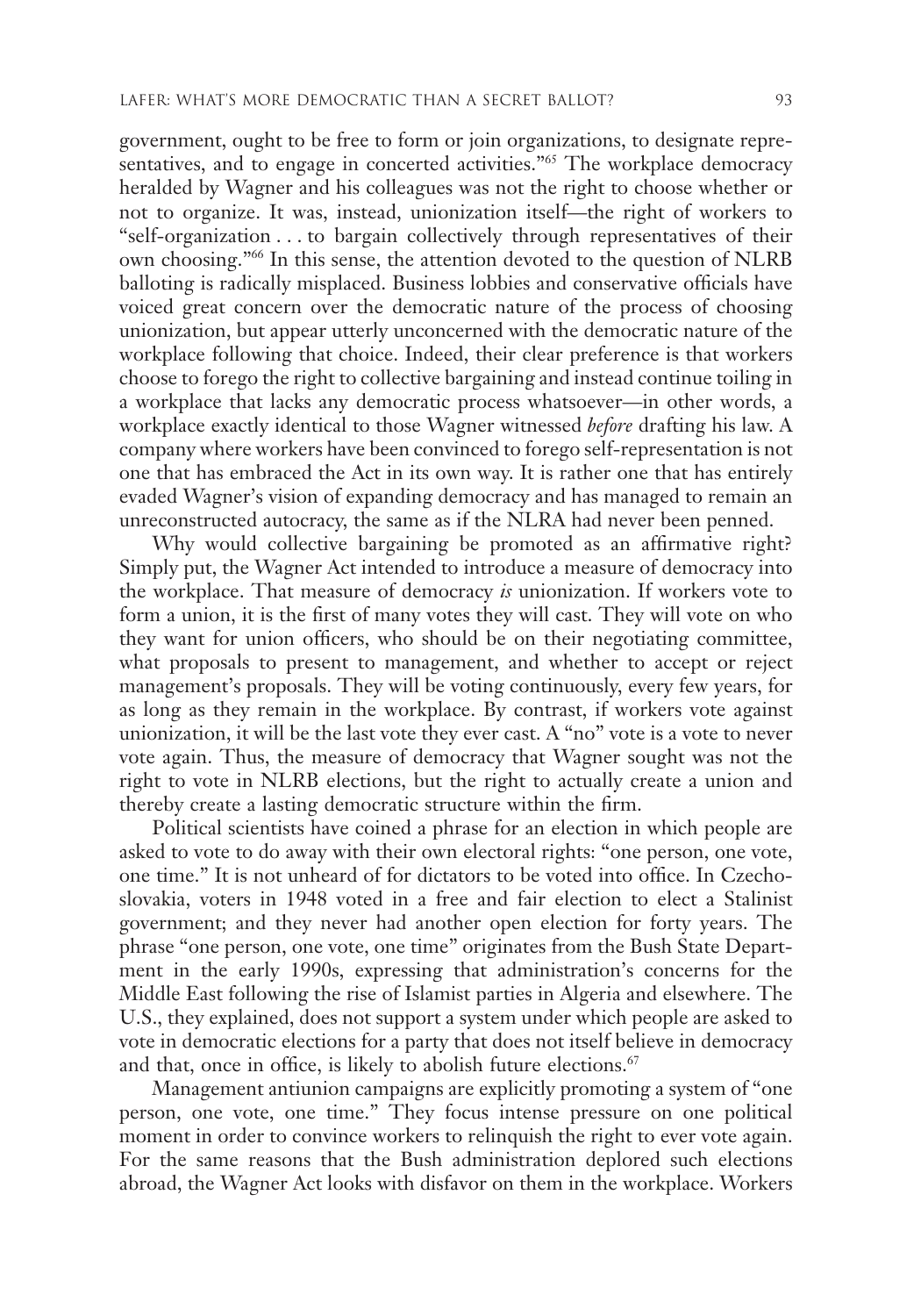government, ought to be free to form or join organizations, to designate representatives, and to engage in concerted activities."[65] The workplace democracy heralded by Wagner and his colleagues was not the right to choose whether or not to organize. It was, instead, unionization itself—the right of workers to "self-organization . . . to bargain collectively through representatives of their own choosing."[66] In this sense, the attention devoted to the question of NLRB balloting is radically misplaced. Business lobbies and conservative officials have voiced great concern over the democratic nature of the process of choosing unionization, but appear utterly unconcerned with the democratic nature of the workplace following that choice. Indeed, their clear preference is that workers choose to forego the right to collective bargaining and instead continue toiling in a workplace that lacks any democratic process whatsoever—in other words, a workplace exactly identical to those Wagner witnessed *before* drafting his law. A company where workers have been convinced to forego self-representation is not one that has embraced the Act in its own way. It is rather one that has entirely evaded Wagner's vision of expanding democracy and has managed to remain an unreconstructed autocracy, the same as if the NLRA had never been penned.

Why would collective bargaining be promoted as an affirmative right? Simply put, the Wagner Act intended to introduce a measure of democracy into the workplace. That measure of democracy *is* unionization. If workers vote to form a union, it is the first of many votes they will cast. They will vote on who they want for union officers, who should be on their negotiating committee, what proposals to present to management, and whether to accept or reject management's proposals. They will be voting continuously, every few years, for as long as they remain in the workplace. By contrast, if workers vote against unionization, it will be the last vote they ever cast. A "no" vote is a vote to never vote again. Thus, the measure of democracy that Wagner sought was not the right to vote in NLRB elections, but the right to actually create a union and thereby create a lasting democratic structure within the firm.

Political scientists have coined a phrase for an election in which people are asked to vote to do away with their own electoral rights: "one person, one vote, one time." It is not unheard of for dictators to be voted into office. In Czechoslovakia, voters in 1948 voted in a free and fair election to elect a Stalinist government; and they never had another open election for forty years. The phrase "one person, one vote, one time" originates from the Bush State Department in the early 1990s, expressing that administration's concerns for the Middle East following the rise of Islamist parties in Algeria and elsewhere. The U.S., they explained, does not support a system under which people are asked to vote in democratic elections for a party that does not itself believe in democracy and that, once in office, is likely to abolish future elections.[67]

Management antiunion campaigns are explicitly promoting a system of "one person, one vote, one time." They focus intense pressure on one political moment in order to convince workers to relinquish the right to ever vote again. For the same reasons that the Bush administration deplored such elections abroad, the Wagner Act looks with disfavor on them in the workplace. Workers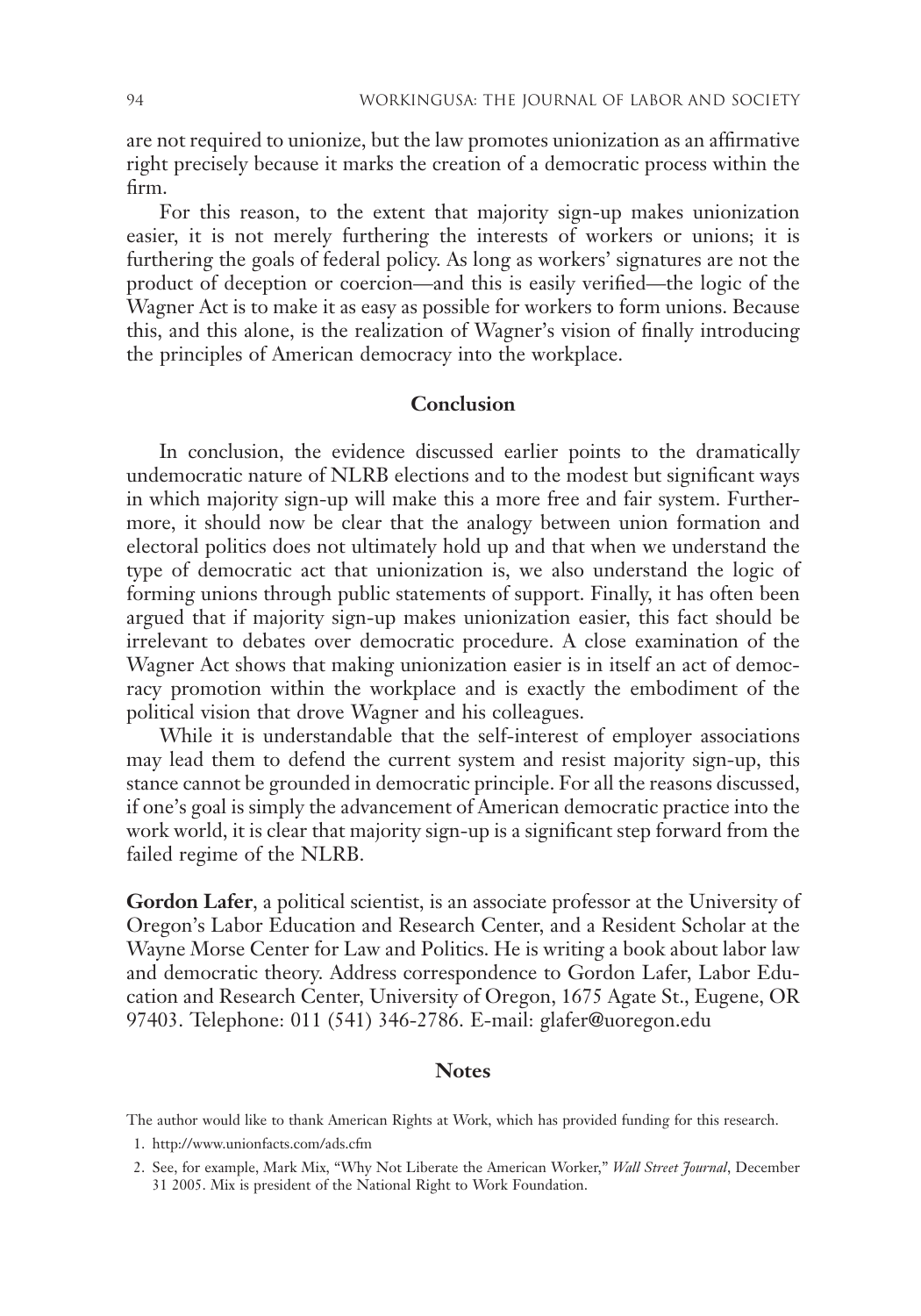are not required to unionize, but the law promotes unionization as an affirmative right precisely because it marks the creation of a democratic process within the firm.

For this reason, to the extent that majority sign-up makes unionization easier, it is not merely furthering the interests of workers or unions; it is furthering the goals of federal policy. As long as workers' signatures are not the product of deception or coercion—and this is easily verified—the logic of the Wagner Act is to make it as easy as possible for workers to form unions. Because this, and this alone, is the realization of Wagner's vision of finally introducing the principles of American democracy into the workplace.

## Conclusion

In conclusion, the evidence discussed earlier points to the dramatically undemocratic nature of NLRB elections and to the modest but significant ways in which majority sign-up will make this a more free and fair system. Furthermore, it should now be clear that the analogy between union formation and electoral politics does not ultimately hold up and that when we understand the type of democratic act that unionization is, we also understand the logic of forming unions through public statements of support. Finally, it has often been argued that if majority sign-up makes unionization easier, this fact should be irrelevant to debates over democratic procedure. A close examination of the Wagner Act shows that making unionization easier is in itself an act of democracy promotion within the workplace and is exactly the embodiment of the political vision that drove Wagner and his colleagues.

While it is understandable that the self-interest of employer associations may lead them to defend the current system and resist majority sign-up, this stance cannot be grounded in democratic principle. For all the reasons discussed, if one's goal is simply the advancement of American democratic practice into the work world, it is clear that majority sign-up is a significant step forward from the failed regime of the NLRB.

**Gordon Lafer**, a political scientist, is an associate professor at the University of Oregon's Labor Education and Research Center, and a Resident Scholar at the Wayne Morse Center for Law and Politics. He is writing a book about labor law and democratic theory. Address correspondence to Gordon Lafer, Labor Education and Research Center, University of Oregon, 1675 Agate St., Eugene, OR 97403. Telephone: 011 (541) 346-2786. E-mail: glafer@uoregon.edu

## Notes

The author would like to thank American Rights at Work, which has provided funding for this research.

1. http://www.unionfacts.com/ads.cfm
2. See, for example, Mark Mix, "Why Not Liberate the American Worker," *Wall Street Journal*, December 31 2005. Mix is president of the National Right to Work Foundation.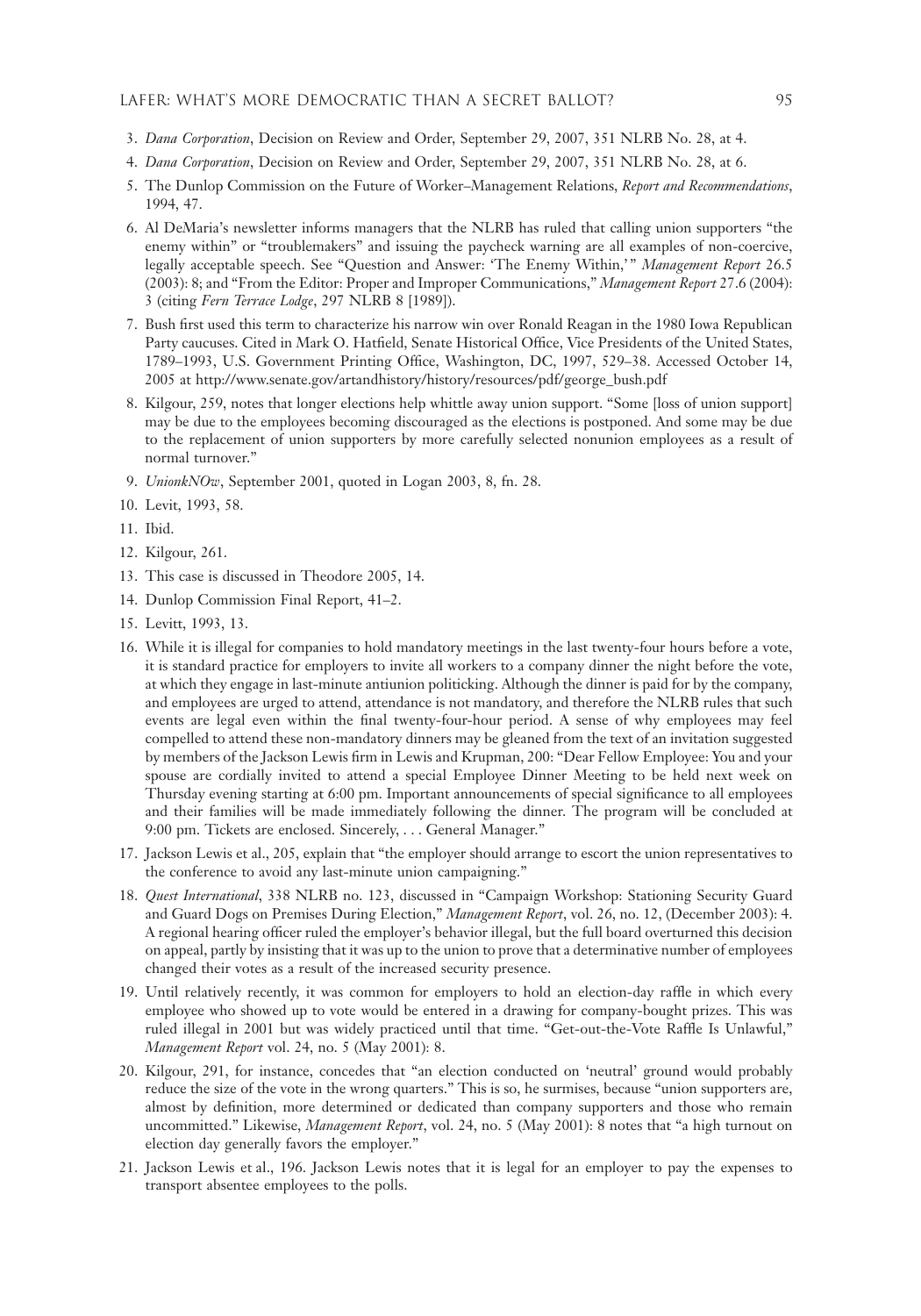3. *Dana Corporation*, Decision on Review and Order, September 29, 2007, 351 NLRB No. 28, at 4.
4. *Dana Corporation*, Decision on Review and Order, September 29, 2007, 351 NLRB No. 28, at 6.
5. The Dunlop Commission on the Future of Worker–Management Relations, *Report and Recommendations*, 1994, 47.
6. Al DeMaria's newsletter informs managers that the NLRB has ruled that calling union supporters "the enemy within" or "troublemakers" and issuing the paycheck warning are all examples of non-coercive, legally acceptable speech. See "Question and Answer: 'The Enemy Within,'" *Management Report* 26.5 (2003): 8; and "From the Editor: Proper and Improper Communications," *Management Report* 27.6 (2004): 3 (citing *Fern Terrace Lodge*, 297 NLRB 8 [1989]).
7. Bush first used this term to characterize his narrow win over Ronald Reagan in the 1980 Iowa Republican Party caucuses. Cited in Mark O. Hatfield, Senate Historical Office, Vice Presidents of the United States, 1789–1993, U.S. Government Printing Office, Washington, DC, 1997, 529–38. Accessed October 14, 2005 at http://www.senate.gov/artandhistory/history/resources/pdf/george_bush.pdf
8. Kilgour, 259, notes that longer elections help whittle away union support. "Some [loss of union support] may be due to the employees becoming discouraged as the elections is postponed. And some may be due to the replacement of union supporters by more carefully selected nonunion employees as a result of normal turnover."
9. *UnionkNOw*, September 2001, quoted in Logan 2003, 8, fn. 28.
10. Levit, 1993, 58.
11. Ibid.
12. Kilgour, 261.
13. This case is discussed in Theodore 2005, 14.
14. Dunlop Commission Final Report, 41–2.
15. Levitt, 1993, 13.
16. While it is illegal for companies to hold mandatory meetings in the last twenty-four hours before a vote, it is standard practice for employers to invite all workers to a company dinner the night before the vote, at which they engage in last-minute antiunion politicking. Although the dinner is paid for by the company, and employees are urged to attend, attendance is not mandatory, and therefore the NLRB rules that such events are legal even within the final twenty-four-hour period. A sense of why employees may feel compelled to attend these non-mandatory dinners may be gleaned from the text of an invitation suggested by members of the Jackson Lewis firm in Lewis and Krupman, 200: "Dear Fellow Employee: You and your spouse are cordially invited to attend a special Employee Dinner Meeting to be held next week on Thursday evening starting at 6:00 pm. Important announcements of special significance to all employees and their families will be made immediately following the dinner. The program will be concluded at 9:00 pm. Tickets are enclosed. Sincerely, . . . General Manager."
17. Jackson Lewis et al., 205, explain that "the employer should arrange to escort the union representatives to the conference to avoid any last-minute union campaigning."
18. *Quest International*, 338 NLRB no. 123, discussed in "Campaign Workshop: Stationing Security Guard and Guard Dogs on Premises During Election," *Management Report*, vol. 26, no. 12, (December 2003): 4. A regional hearing officer ruled the employer's behavior illegal, but the full board overturned this decision on appeal, partly by insisting that it was up to the union to prove that a determinative number of employees changed their votes as a result of the increased security presence.
19. Until relatively recently, it was common for employers to hold an election-day raffle in which every employee who showed up to vote would be entered in a drawing for company-bought prizes. This was ruled illegal in 2001 but was widely practiced until that time. "Get-out-the-Vote Raffle Is Unlawful," *Management Report* vol. 24, no. 5 (May 2001): 8.
20. Kilgour, 291, for instance, concedes that "an election conducted on 'neutral' ground would probably reduce the size of the vote in the wrong quarters." This is so, he surmises, because "union supporters are, almost by definition, more determined or dedicated than company supporters and those who remain uncommitted." Likewise, *Management Report*, vol. 24, no. 5 (May 2001): 8 notes that "a high turnout on election day generally favors the employer."
21. Jackson Lewis et al., 196. Jackson Lewis notes that it is legal for an employer to pay the expenses to transport absentee employees to the polls.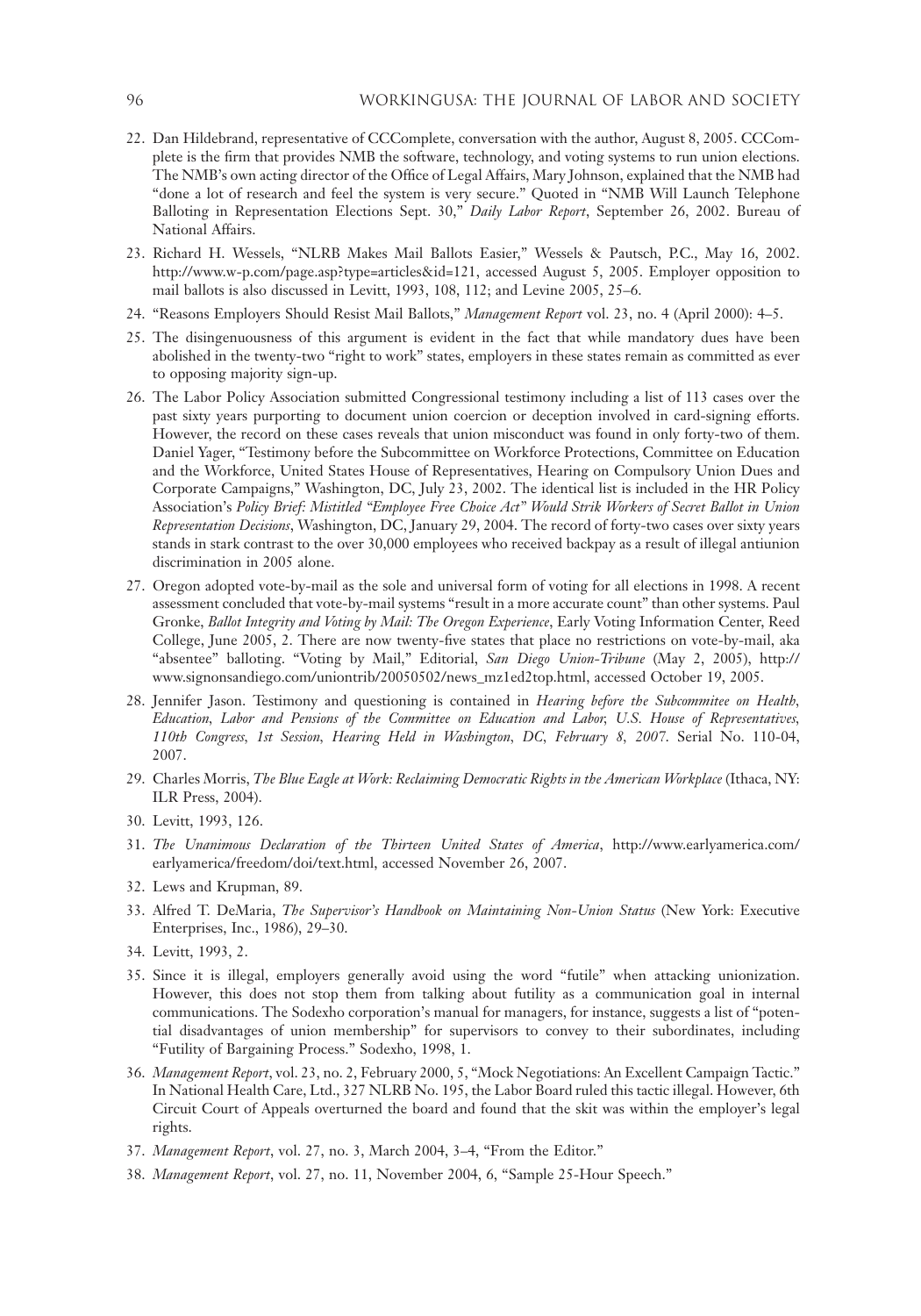22. Dan Hildebrand, representative of CCComplete, conversation with the author, August 8, 2005. CCComplete is the firm that provides NMB the software, technology, and voting systems to run union elections. The NMB's own acting director of the Office of Legal Affairs, Mary Johnson, explained that the NMB had "done a lot of research and feel the system is very secure." Quoted in "NMB Will Launch Telephone Balloting in Representation Elections Sept. 30," *Daily Labor Report*, September 26, 2002. Bureau of National Affairs.
23. Richard H. Wessels, "NLRB Makes Mail Ballots Easier," Wessels & Pautsch, P.C., May 16, 2002. http://www.w-p.com/page.asp?type=articles&id=121, accessed August 5, 2005. Employer opposition to mail ballots is also discussed in Levitt, 1993, 108, 112; and Levine 2005, 25–6.
24. "Reasons Employers Should Resist Mail Ballots," *Management Report* vol. 23, no. 4 (April 2000): 4–5.
25. The disingenuousness of this argument is evident in the fact that while mandatory dues have been abolished in the twenty-two "right to work" states, employers in these states remain as committed as ever to opposing majority sign-up.
26. The Labor Policy Association submitted Congressional testimony including a list of 113 cases over the past sixty years purporting to document union coercion or deception involved in card-signing efforts. However, the record on these cases reveals that union misconduct was found in only forty-two of them. Daniel Yager, "Testimony before the Subcommittee on Workforce Protections, Committee on Education and the Workforce, United States House of Representatives, Hearing on Compulsory Union Dues and Corporate Campaigns," Washington, DC, July 23, 2002. The identical list is included in the HR Policy Association's *Policy Brief: Mistitled "Employee Free Choice Act" Would Strik Workers of Secret Ballot in Union Representation Decisions*, Washington, DC, January 29, 2004. The record of forty-two cases over sixty years stands in stark contrast to the over 30,000 employees who received backpay as a result of illegal antiunion discrimination in 2005 alone.
27. Oregon adopted vote-by-mail as the sole and universal form of voting for all elections in 1998. A recent assessment concluded that vote-by-mail systems "result in a more accurate count" than other systems. Paul Gronke, *Ballot Integrity and Voting by Mail: The Oregon Experience*, Early Voting Information Center, Reed College, June 2005, 2. There are now twenty-five states that place no restrictions on vote-by-mail, aka "absentee" balloting. "Voting by Mail," Editorial, *San Diego Union-Tribune* (May 2, 2005), http://www.signonsandiego.com/uniontrib/20050502/news_mz1ed2top.html, accessed October 19, 2005.
28. Jennifer Jason. Testimony and questioning is contained in *Hearing before the Subcommitee on Health, Education, Labor and Pensions of the Committee on Education and Labor, U.S. House of Representatives, 110th Congress, 1st Session, Hearing Held in Washington, DC, February 8, 2007*. Serial No. 110-04, 2007.
29. Charles Morris, *The Blue Eagle at Work: Reclaiming Democratic Rights in the American Workplace* (Ithaca, NY: ILR Press, 2004).
30. Levitt, 1993, 126.
31. *The Unanimous Declaration of the Thirteen United States of America*, http://www.earlyamerica.com/earlyamerica/freedom/doi/text.html, accessed November 26, 2007.
32. Lews and Krupman, 89.
33. Alfred T. DeMaria, *The Supervisor's Handbook on Maintaining Non-Union Status* (New York: Executive Enterprises, Inc., 1986), 29–30.
34. Levitt, 1993, 2.
35. Since it is illegal, employers generally avoid using the word "futile" when attacking unionization. However, this does not stop them from talking about futility as a communication goal in internal communications. The Sodexho corporation's manual for managers, for instance, suggests a list of "potential disadvantages of union membership" for supervisors to convey to their subordinates, including "Futility of Bargaining Process." Sodexho, 1998, 1.
36. *Management Report*, vol. 23, no. 2, February 2000, 5, "Mock Negotiations: An Excellent Campaign Tactic." In National Health Care, Ltd., 327 NLRB No. 195, the Labor Board ruled this tactic illegal. However, 6th Circuit Court of Appeals overturned the board and found that the skit was within the employer's legal rights.
37. *Management Report*, vol. 27, no. 3, March 2004, 3–4, "From the Editor."
38. *Management Report*, vol. 27, no. 11, November 2004, 6, "Sample 25-Hour Speech."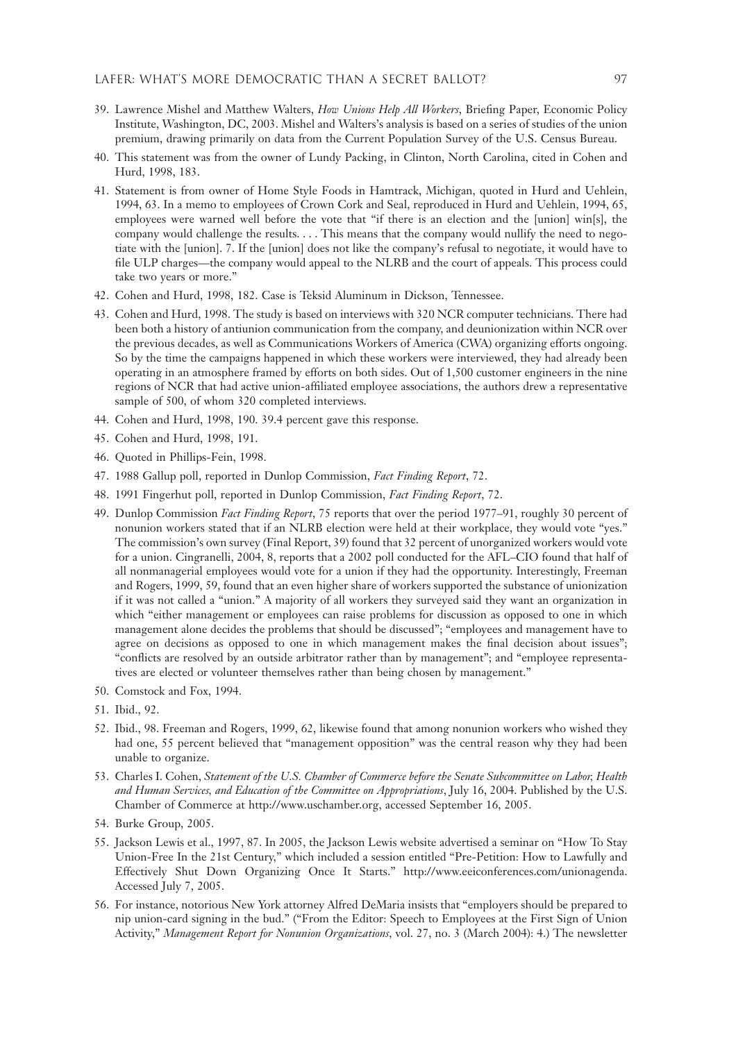39. Lawrence Mishel and Matthew Walters, *How Unions Help All Workers*, Briefing Paper, Economic Policy Institute, Washington, DC, 2003. Mishel and Walters's analysis is based on a series of studies of the union premium, drawing primarily on data from the Current Population Survey of the U.S. Census Bureau.
40. This statement was from the owner of Lundy Packing, in Clinton, North Carolina, cited in Cohen and Hurd, 1998, 183.
41. Statement is from owner of Home Style Foods in Hamtrack, Michigan, quoted in Hurd and Uehlein, 1994, 63. In a memo to employees of Crown Cork and Seal, reproduced in Hurd and Uehlein, 1994, 65, employees were warned well before the vote that "if there is an election and the [union] win[s], the company would challenge the results. . . . This means that the company would nullify the need to negotiate with the [union]. 7. If the [union] does not like the company's refusal to negotiate, it would have to file ULP charges—the company would appeal to the NLRB and the court of appeals. This process could take two years or more."
42. Cohen and Hurd, 1998, 182. Case is Teksid Aluminum in Dickson, Tennessee.
43. Cohen and Hurd, 1998. The study is based on interviews with 320 NCR computer technicians. There had been both a history of antiunion communication from the company, and deunionization within NCR over the previous decades, as well as Communications Workers of America (CWA) organizing efforts ongoing. So by the time the campaigns happened in which these workers were interviewed, they had already been operating in an atmosphere framed by efforts on both sides. Out of 1,500 customer engineers in the nine regions of NCR that had active union-affiliated employee associations, the authors drew a representative sample of 500, of whom 320 completed interviews.
44. Cohen and Hurd, 1998, 190. 39.4 percent gave this response.
45. Cohen and Hurd, 1998, 191.
46. Quoted in Phillips-Fein, 1998.
47. 1988 Gallup poll, reported in Dunlop Commission, *Fact Finding Report*, 72.
48. 1991 Fingerhut poll, reported in Dunlop Commission, *Fact Finding Report*, 72.
49. Dunlop Commission *Fact Finding Report*, 75 reports that over the period 1977–91, roughly 30 percent of nonunion workers stated that if an NLRB election were held at their workplace, they would vote "yes." The commission's own survey (Final Report, 39) found that 32 percent of unorganized workers would vote for a union. Cingranelli, 2004, 8, reports that a 2002 poll conducted for the AFL–CIO found that half of all nonmanagerial employees would vote for a union if they had the opportunity. Interestingly, Freeman and Rogers, 1999, 59, found that an even higher share of workers supported the substance of unionization if it was not called a "union." A majority of all workers they surveyed said they want an organization in which "either management or employees can raise problems for discussion as opposed to one in which management alone decides the problems that should be discussed"; "employees and management have to agree on decisions as opposed to one in which management makes the final decision about issues"; "conflicts are resolved by an outside arbitrator rather than by management"; and "employee representatives are elected or volunteer themselves rather than being chosen by management."
50. Comstock and Fox, 1994.
51. Ibid., 92.
52. Ibid., 98. Freeman and Rogers, 1999, 62, likewise found that among nonunion workers who wished they had one, 55 percent believed that "management opposition" was the central reason why they had been unable to organize.
53. Charles I. Cohen, *Statement of the U.S. Chamber of Commerce before the Senate Subcommittee on Labor, Health and Human Services, and Education of the Committee on Appropriations*, July 16, 2004. Published by the U.S. Chamber of Commerce at http://www.uschamber.org, accessed September 16, 2005.
54. Burke Group, 2005.
55. Jackson Lewis et al., 1997, 87. In 2005, the Jackson Lewis website advertised a seminar on "How To Stay Union-Free In the 21st Century," which included a session entitled "Pre-Petition: How to Lawfully and Effectively Shut Down Organizing Once It Starts." http://www.eeiconferences.com/unionagenda. Accessed July 7, 2005.
56. For instance, notorious New York attorney Alfred DeMaria insists that "employers should be prepared to nip union-card signing in the bud." ("From the Editor: Speech to Employees at the First Sign of Union Activity," *Management Report for Nonunion Organizations*, vol. 27, no. 3 (March 2004): 4.) The newsletter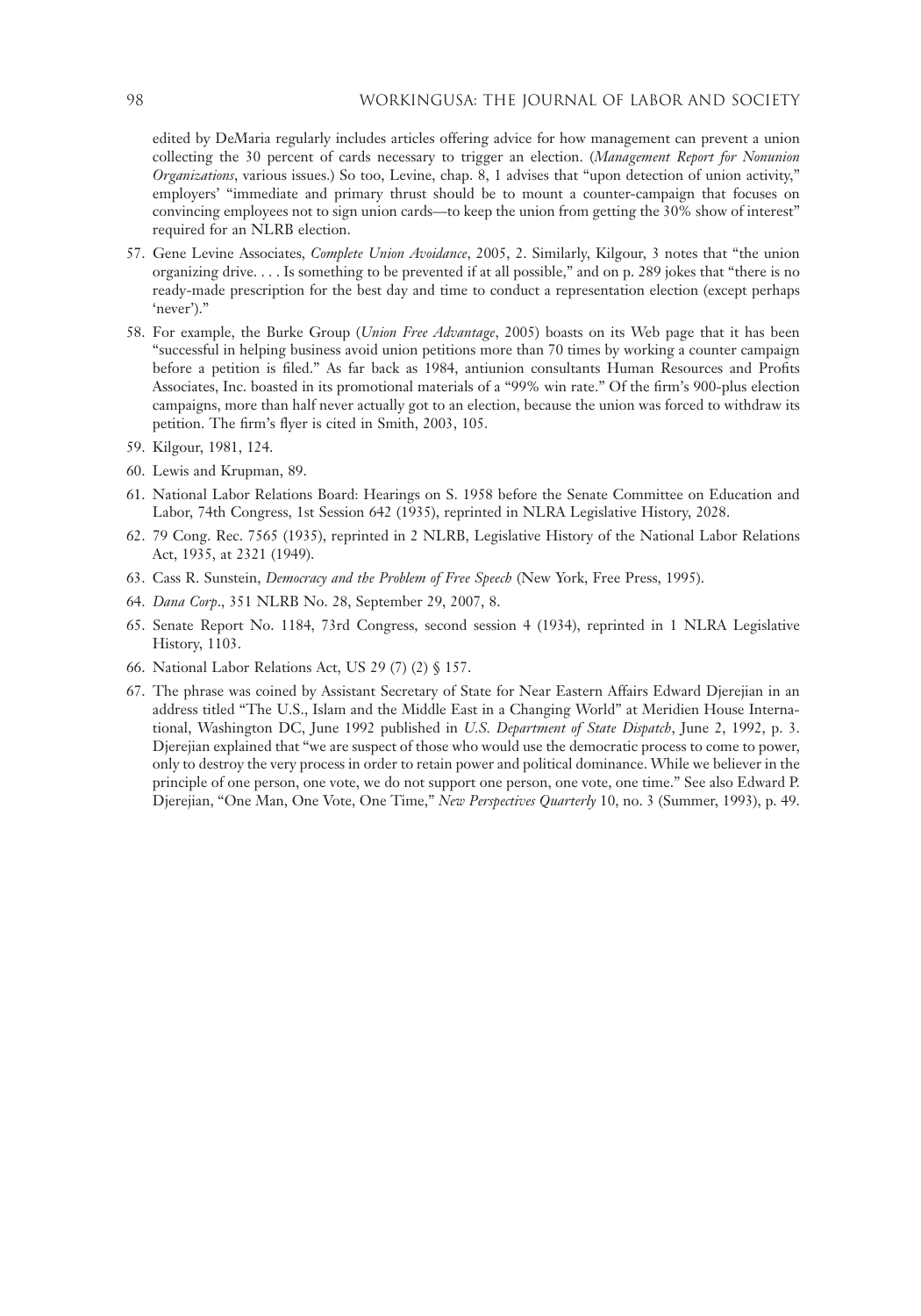edited by DeMaria regularly includes articles offering advice for how management can prevent a union collecting the 30 percent of cards necessary to trigger an election. (*Management Report for Nonunion Organizations*, various issues.) So too, Levine, chap. 8, 1 advises that "upon detection of union activity," employers' "immediate and primary thrust should be to mount a counter-campaign that focuses on convincing employees not to sign union cards—to keep the union from getting the 30% show of interest" required for an NLRB election.

57. Gene Levine Associates, *Complete Union Avoidance*, 2005, 2. Similarly, Kilgour, 3 notes that "the union organizing drive. . . . Is something to be prevented if at all possible," and on p. 289 jokes that "there is no ready-made prescription for the best day and time to conduct a representation election (except perhaps 'never')."

58. For example, the Burke Group (*Union Free Advantage*, 2005) boasts on its Web page that it has been "successful in helping business avoid union petitions more than 70 times by working a counter campaign before a petition is filed." As far back as 1984, antiunion consultants Human Resources and Profits Associates, Inc. boasted in its promotional materials of a "99% win rate." Of the firm's 900-plus election campaigns, more than half never actually got to an election, because the union was forced to withdraw its petition. The firm's flyer is cited in Smith, 2003, 105.

59. Kilgour, 1981, 124.

60. Lewis and Krupman, 89.

61. National Labor Relations Board: Hearings on S. 1958 before the Senate Committee on Education and Labor, 74th Congress, 1st Session 642 (1935), reprinted in NLRA Legislative History, 2028.

62. 79 Cong. Rec. 7565 (1935), reprinted in 2 NLRB, Legislative History of the National Labor Relations Act, 1935, at 2321 (1949).

63. Cass R. Sunstein, *Democracy and the Problem of Free Speech* (New York, Free Press, 1995).

64. *Dana Corp*., 351 NLRB No. 28, September 29, 2007, 8.

65. Senate Report No. 1184, 73rd Congress, second session 4 (1934), reprinted in 1 NLRA Legislative History, 1103.

66. National Labor Relations Act, US 29 (7) (2) § 157.

67. The phrase was coined by Assistant Secretary of State for Near Eastern Affairs Edward Djerejian in an address titled "The U.S., Islam and the Middle East in a Changing World" at Meridien House International, Washington DC, June 1992 published in *U.S. Department of State Dispatch*, June 2, 1992, p. 3. Djerejian explained that "we are suspect of those who would use the democratic process to come to power, only to destroy the very process in order to retain power and political dominance. While we believer in the principle of one person, one vote, we do not support one person, one vote, one time." See also Edward P. Djerejian, "One Man, One Vote, One Time," *New Perspectives Quarterly* 10, no. 3 (Summer, 1993), p. 49.